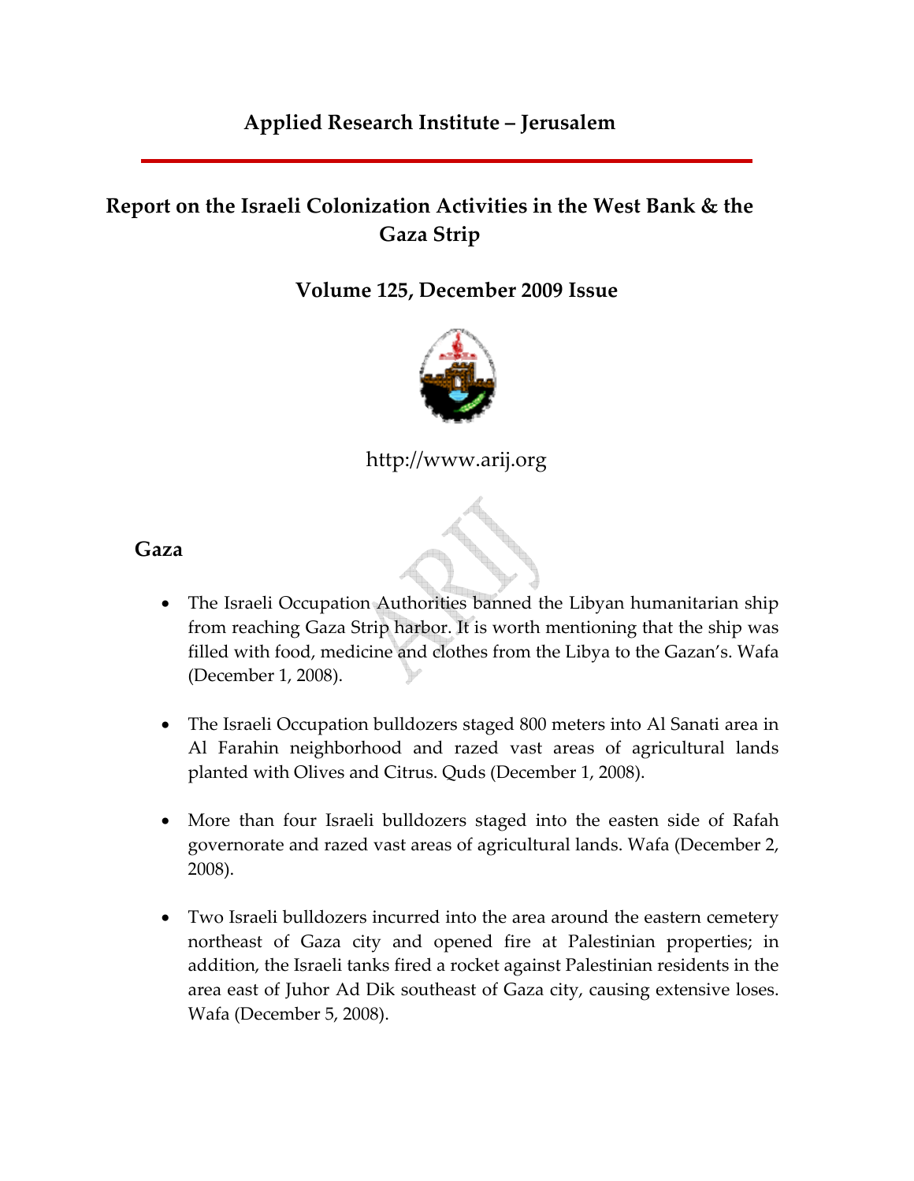# Applied Research Institute – Jerusalem

## Report on the Israeli Colonization Activities in the West Bank & the Gaza Strip

### Volume 125, December 2009 Issue

http://www.arij.org

## Gaza

- The Israeli Occupation Authorities banned the Libyan humanitarian ship from reaching Gaza Strip harbor. It is worth mentioning that the ship was filled with food, medicine and clothes from the Libya to the Gazan's. Wafa (December 1, 2008).

- The Israeli Occupation bulldozers staged 800 meters into Al Sanati area in Al Farahin neighborhood and razed vast areas of agricultural lands planted with Olives and Citrus. Quds (December 1, 2008).

- More than four Israeli bulldozers staged into the easten side of Rafah governorate and razed vast areas of agricultural lands. Wafa (December 2, 2008).

- Two Israeli bulldozers incurred into the area around the eastern cemetery northeast of Gaza city and opened fire at Palestinian properties; in addition, the Israeli tanks fired a rocket against Palestinian residents in the area east of Juhor Ad Dik southeast of Gaza city, causing extensive loses. Wafa (December 5, 2008).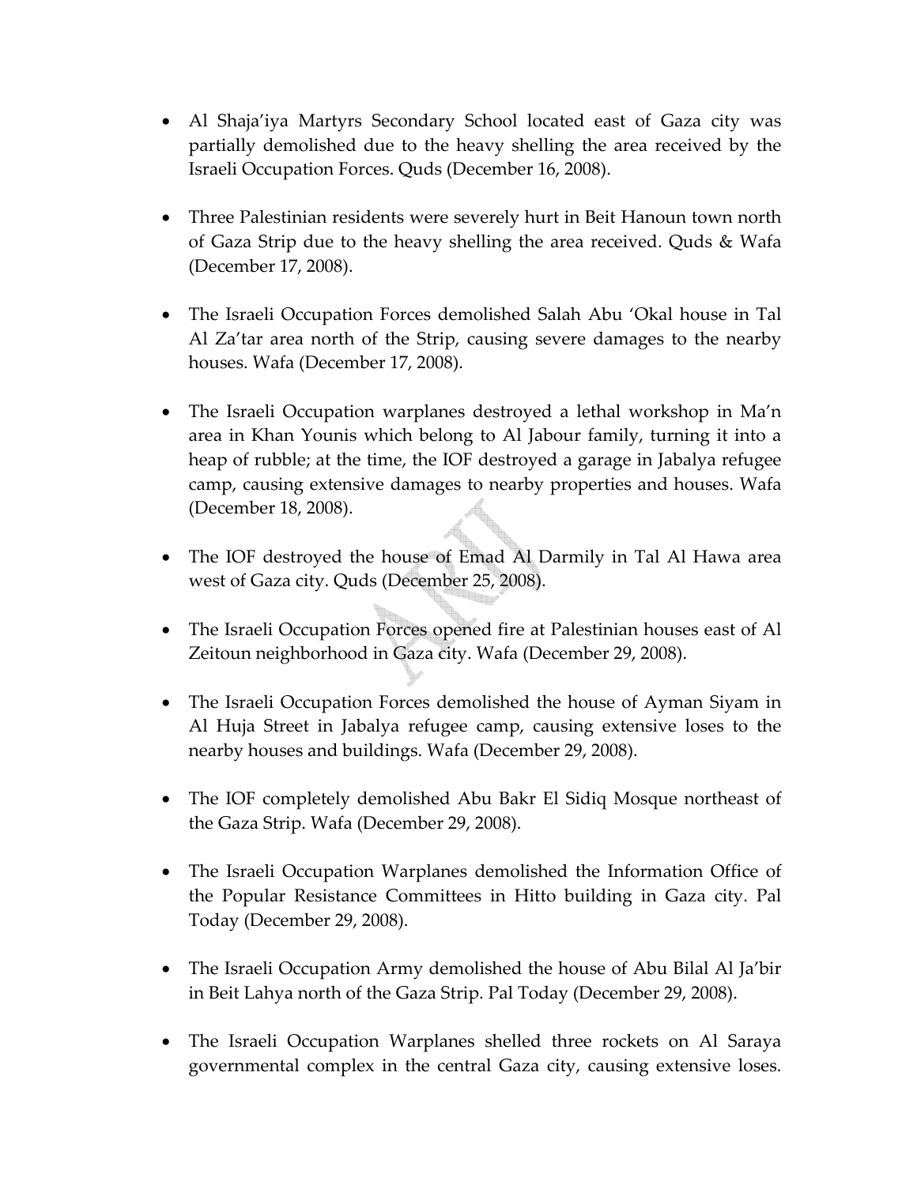- Al Shaja'iya Martyrs Secondary School located east of Gaza city was partially demolished due to the heavy shelling the area received by the Israeli Occupation Forces. Quds (December 16, 2008).

- Three Palestinian residents were severely hurt in Beit Hanoun town north of Gaza Strip due to the heavy shelling the area received. Quds & Wafa (December 17, 2008).

- The Israeli Occupation Forces demolished Salah Abu 'Okal house in Tal Al Za'tar area north of the Strip, causing severe damages to the nearby houses. Wafa (December 17, 2008).

- The Israeli Occupation warplanes destroyed a lethal workshop in Ma'n area in Khan Younis which belong to Al Jabour family, turning it into a heap of rubble; at the time, the IOF destroyed a garage in Jabalya refugee camp, causing extensive damages to nearby properties and houses. Wafa (December 18, 2008).

- The IOF destroyed the house of Emad Al Darmily in Tal Al Hawa area west of Gaza city. Quds (December 25, 2008).

- The Israeli Occupation Forces opened fire at Palestinian houses east of Al Zeitoun neighborhood in Gaza city. Wafa (December 29, 2008).

- The Israeli Occupation Forces demolished the house of Ayman Siyam in Al Huja Street in Jabalya refugee camp, causing extensive loses to the nearby houses and buildings. Wafa (December 29, 2008).

- The IOF completely demolished Abu Bakr El Sidiq Mosque northeast of the Gaza Strip. Wafa (December 29, 2008).

- The Israeli Occupation Warplanes demolished the Information Office of the Popular Resistance Committees in Hitto building in Gaza city. Pal Today (December 29, 2008).

- The Israeli Occupation Army demolished the house of Abu Bilal Al Ja'bir in Beit Lahya north of the Gaza Strip. Pal Today (December 29, 2008).

- The Israeli Occupation Warplanes shelled three rockets on Al Saraya governmental complex in the central Gaza city, causing extensive loses.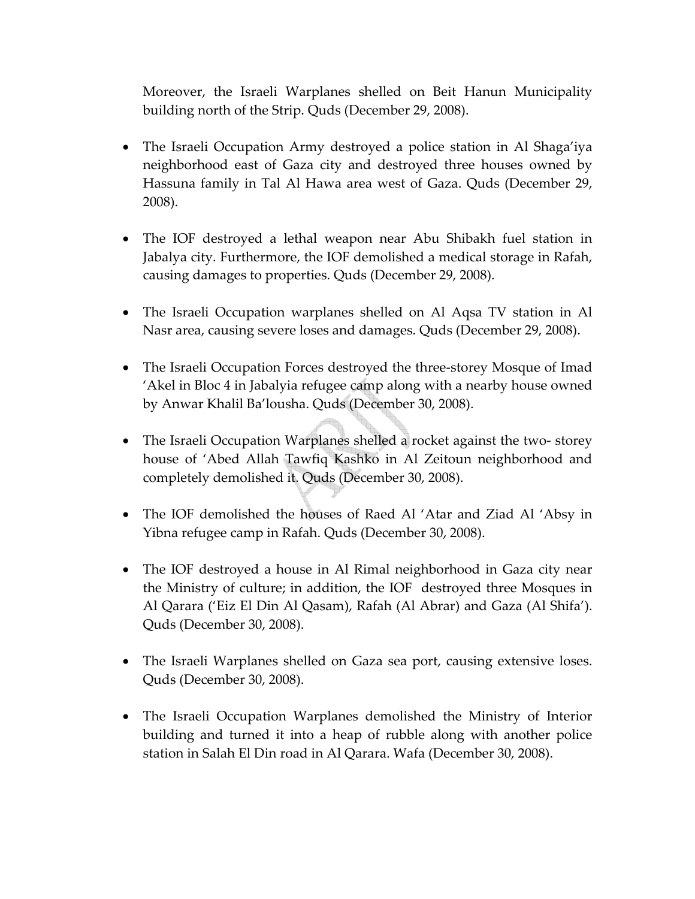Moreover, the Israeli Warplanes shelled on Beit Hanun Municipality building north of the Strip. Quds (December 29, 2008).

- The Israeli Occupation Army destroyed a police station in Al Shaga'iya neighborhood east of Gaza city and destroyed three houses owned by Hassuna family in Tal Al Hawa area west of Gaza. Quds (December 29, 2008).

- The IOF destroyed a lethal weapon near Abu Shibakh fuel station in Jabalya city. Furthermore, the IOF demolished a medical storage in Rafah, causing damages to properties. Quds (December 29, 2008).

- The Israeli Occupation warplanes shelled on Al Aqsa TV station in Al Nasr area, causing severe loses and damages. Quds (December 29, 2008).

- The Israeli Occupation Forces destroyed the three-storey Mosque of Imad 'Akel in Bloc 4 in Jabalyia refugee camp along with a nearby house owned by Anwar Khalil Ba'lousha. Quds (December 30, 2008).

- The Israeli Occupation Warplanes shelled a rocket against the two- storey house of 'Abed Allah Tawfiq Kashko in Al Zeitoun neighborhood and completely demolished it. Quds (December 30, 2008).

- The IOF demolished the houses of Raed Al 'Atar and Ziad Al 'Absy in Yibna refugee camp in Rafah. Quds (December 30, 2008).

- The IOF destroyed a house in Al Rimal neighborhood in Gaza city near the Ministry of culture; in addition, the IOF destroyed three Mosques in Al Qarara ('Eiz El Din Al Qasam), Rafah (Al Abrar) and Gaza (Al Shifa'). Quds (December 30, 2008).

- The Israeli Warplanes shelled on Gaza sea port, causing extensive loses. Quds (December 30, 2008).

- The Israeli Occupation Warplanes demolished the Ministry of Interior building and turned it into a heap of rubble along with another police station in Salah El Din road in Al Qarara. Wafa (December 30, 2008).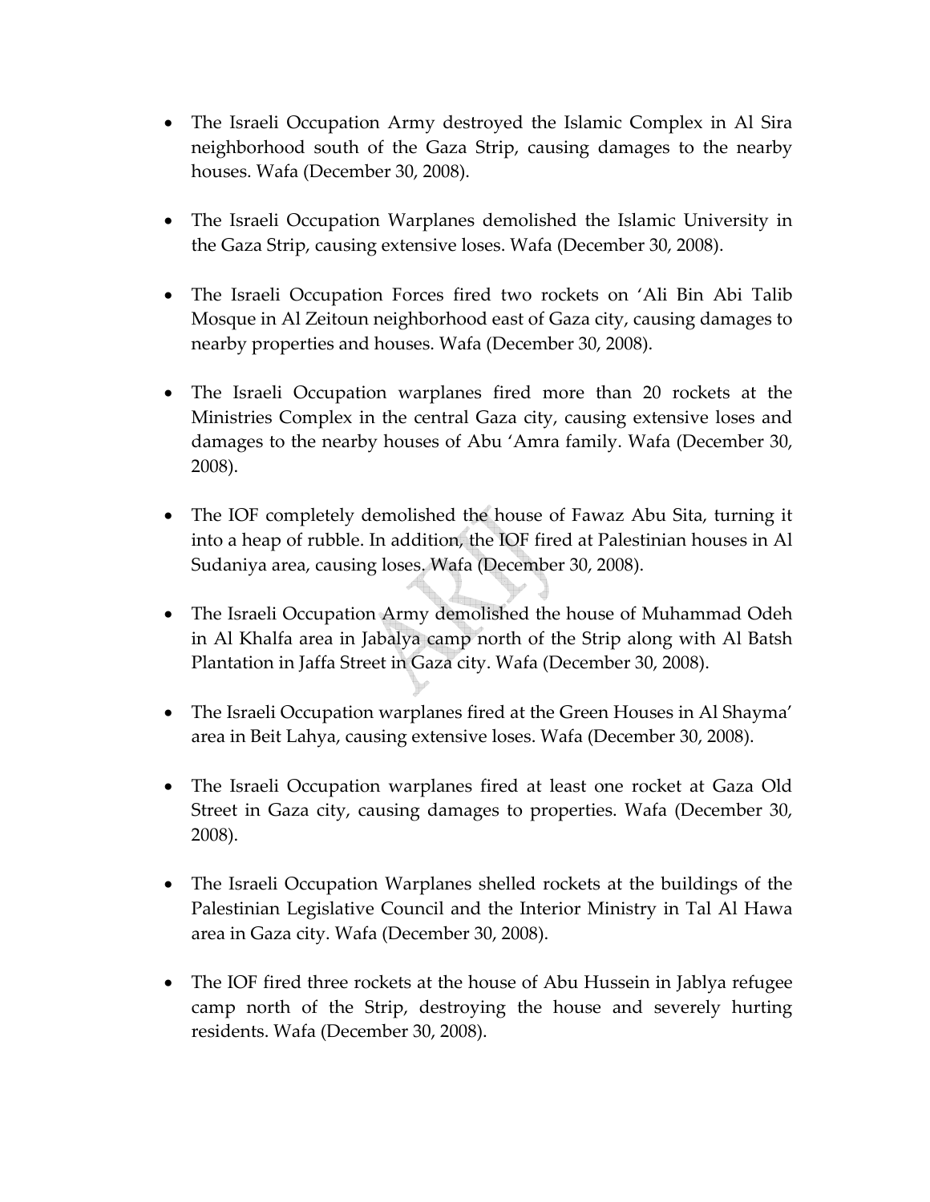- The Israeli Occupation Army destroyed the Islamic Complex in Al Sira neighborhood south of the Gaza Strip, causing damages to the nearby houses. Wafa (December 30, 2008).

- The Israeli Occupation Warplanes demolished the Islamic University in the Gaza Strip, causing extensive loses. Wafa (December 30, 2008).

- The Israeli Occupation Forces fired two rockets on 'Ali Bin Abi Talib Mosque in Al Zeitoun neighborhood east of Gaza city, causing damages to nearby properties and houses. Wafa (December 30, 2008).

- The Israeli Occupation warplanes fired more than 20 rockets at the Ministries Complex in the central Gaza city, causing extensive loses and damages to the nearby houses of Abu 'Amra family. Wafa (December 30, 2008).

- The IOF completely demolished the house of Fawaz Abu Sita, turning it into a heap of rubble. In addition, the IOF fired at Palestinian houses in Al Sudaniya area, causing loses. Wafa (December 30, 2008).

- The Israeli Occupation Army demolished the house of Muhammad Odeh in Al Khalfa area in Jabalya camp north of the Strip along with Al Batsh Plantation in Jaffa Street in Gaza city. Wafa (December 30, 2008).

- The Israeli Occupation warplanes fired at the Green Houses in Al Shayma' area in Beit Lahya, causing extensive loses. Wafa (December 30, 2008).

- The Israeli Occupation warplanes fired at least one rocket at Gaza Old Street in Gaza city, causing damages to properties. Wafa (December 30, 2008).

- The Israeli Occupation Warplanes shelled rockets at the buildings of the Palestinian Legislative Council and the Interior Ministry in Tal Al Hawa area in Gaza city. Wafa (December 30, 2008).

- The IOF fired three rockets at the house of Abu Hussein in Jablya refugee camp north of the Strip, destroying the house and severely hurting residents. Wafa (December 30, 2008).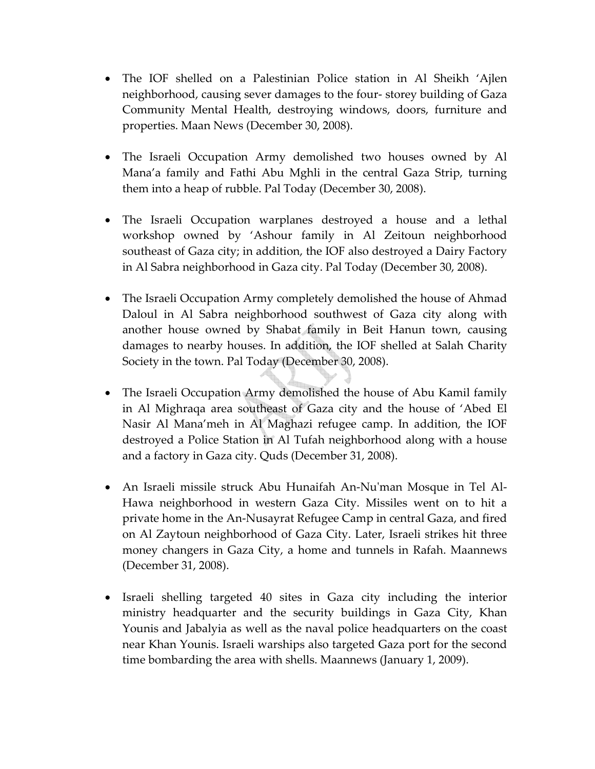- The IOF shelled on a Palestinian Police station in Al Sheikh 'Ajlen neighborhood, causing sever damages to the four- storey building of Gaza Community Mental Health, destroying windows, doors, furniture and properties. Maan News (December 30, 2008).

- The Israeli Occupation Army demolished two houses owned by Al Mana'a family and Fathi Abu Mghli in the central Gaza Strip, turning them into a heap of rubble. Pal Today (December 30, 2008).

- The Israeli Occupation warplanes destroyed a house and a lethal workshop owned by 'Ashour family in Al Zeitoun neighborhood southeast of Gaza city; in addition, the IOF also destroyed a Dairy Factory in Al Sabra neighborhood in Gaza city. Pal Today (December 30, 2008).

- The Israeli Occupation Army completely demolished the house of Ahmad Daloul in Al Sabra neighborhood southwest of Gaza city along with another house owned by Shabat family in Beit Hanun town, causing damages to nearby houses. In addition, the IOF shelled at Salah Charity Society in the town. Pal Today (December 30, 2008).

- The Israeli Occupation Army demolished the house of Abu Kamil family in Al Mighraqa area southeast of Gaza city and the house of 'Abed El Nasir Al Mana'meh in Al Maghazi refugee camp. In addition, the IOF destroyed a Police Station in Al Tufah neighborhood along with a house and a factory in Gaza city. Quds (December 31, 2008).

- An Israeli missile struck Abu Hunaifah An-Nu'man Mosque in Tel Al-Hawa neighborhood in western Gaza City. Missiles went on to hit a private home in the An-Nusayrat Refugee Camp in central Gaza, and fired on Al Zaytoun neighborhood of Gaza City. Later, Israeli strikes hit three money changers in Gaza City, a home and tunnels in Rafah. Maannews (December 31, 2008).

- Israeli shelling targeted 40 sites in Gaza city including the interior ministry headquarter and the security buildings in Gaza City, Khan Younis and Jabalyia as well as the naval police headquarters on the coast near Khan Younis. Israeli warships also targeted Gaza port for the second time bombarding the area with shells. Maannews (January 1, 2009).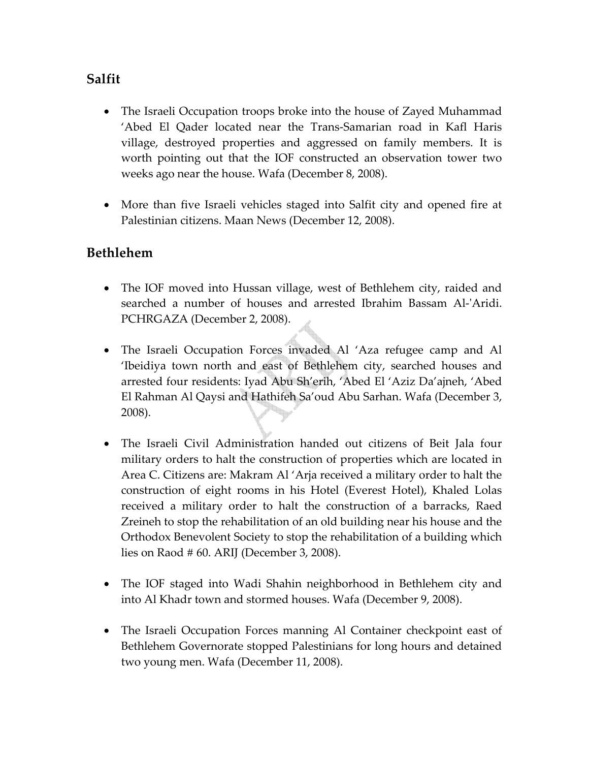## Salfit

- The Israeli Occupation troops broke into the house of Zayed Muhammad 'Abed El Qader located near the Trans-Samarian road in Kafl Haris village, destroyed properties and aggressed on family members. It is worth pointing out that the IOF constructed an observation tower two weeks ago near the house. Wafa (December 8, 2008).

- More than five Israeli vehicles staged into Salfit city and opened fire at Palestinian citizens. Maan News (December 12, 2008).

## Bethlehem

- The IOF moved into Hussan village, west of Bethlehem city, raided and searched a number of houses and arrested Ibrahim Bassam Al-'Aridi. PCHRGAZA (December 2, 2008).

- The Israeli Occupation Forces invaded Al 'Aza refugee camp and Al 'Ibeidiya town north and east of Bethlehem city, searched houses and arrested four residents: Iyad Abu Sh'erih, 'Abed El 'Aziz Da'ajneh, 'Abed El Rahman Al Qaysi and Hathifeh Sa'oud Abu Sarhan. Wafa (December 3, 2008).

- The Israeli Civil Administration handed out citizens of Beit Jala four military orders to halt the construction of properties which are located in Area C. Citizens are: Makram Al 'Arja received a military order to halt the construction of eight rooms in his Hotel (Everest Hotel), Khaled Lolas received a military order to halt the construction of a barracks, Raed Zreineh to stop the rehabilitation of an old building near his house and the Orthodox Benevolent Society to stop the rehabilitation of a building which lies on Raod # 60. ARIJ (December 3, 2008).

- The IOF staged into Wadi Shahin neighborhood in Bethlehem city and into Al Khadr town and stormed houses. Wafa (December 9, 2008).

- The Israeli Occupation Forces manning Al Container checkpoint east of Bethlehem Governorate stopped Palestinians for long hours and detained two young men. Wafa (December 11, 2008).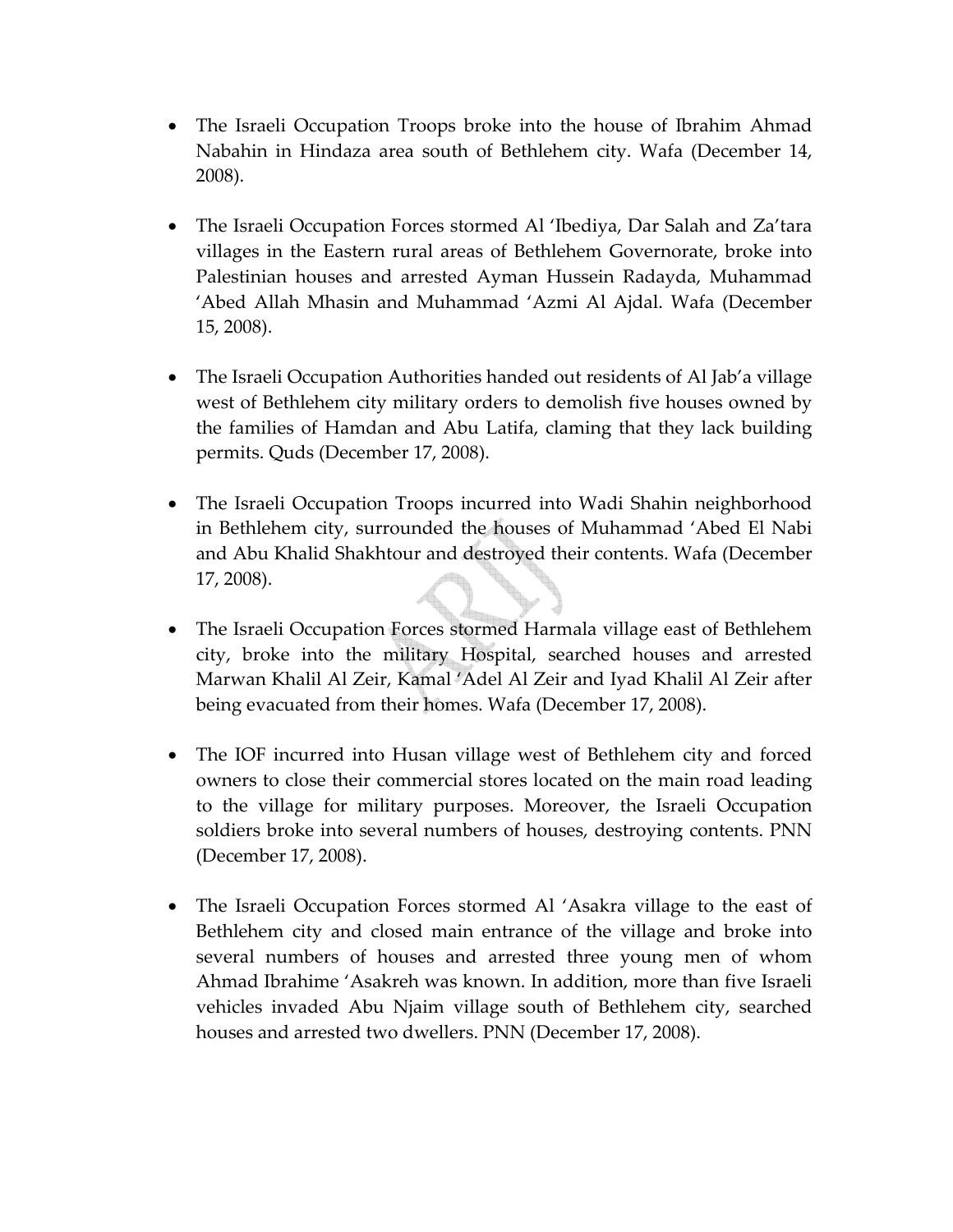- The Israeli Occupation Troops broke into the house of Ibrahim Ahmad Nabahin in Hindaza area south of Bethlehem city. Wafa (December 14, 2008).

- The Israeli Occupation Forces stormed Al 'Ibediya, Dar Salah and Za'tara villages in the Eastern rural areas of Bethlehem Governorate, broke into Palestinian houses and arrested Ayman Hussein Radayda, Muhammad 'Abed Allah Mhasin and Muhammad 'Azmi Al Ajdal. Wafa (December 15, 2008).

- The Israeli Occupation Authorities handed out residents of Al Jab'a village west of Bethlehem city military orders to demolish five houses owned by the families of Hamdan and Abu Latifa, claming that they lack building permits. Quds (December 17, 2008).

- The Israeli Occupation Troops incurred into Wadi Shahin neighborhood in Bethlehem city, surrounded the houses of Muhammad 'Abed El Nabi and Abu Khalid Shakhtour and destroyed their contents. Wafa (December 17, 2008).

- The Israeli Occupation Forces stormed Harmala village east of Bethlehem city, broke into the military Hospital, searched houses and arrested Marwan Khalil Al Zeir, Kamal 'Adel Al Zeir and Iyad Khalil Al Zeir after being evacuated from their homes. Wafa (December 17, 2008).

- The IOF incurred into Husan village west of Bethlehem city and forced owners to close their commercial stores located on the main road leading to the village for military purposes. Moreover, the Israeli Occupation soldiers broke into several numbers of houses, destroying contents. PNN (December 17, 2008).

- The Israeli Occupation Forces stormed Al 'Asakra village to the east of Bethlehem city and closed main entrance of the village and broke into several numbers of houses and arrested three young men of whom Ahmad Ibrahime 'Asakreh was known. In addition, more than five Israeli vehicles invaded Abu Njaim village south of Bethlehem city, searched houses and arrested two dwellers. PNN (December 17, 2008).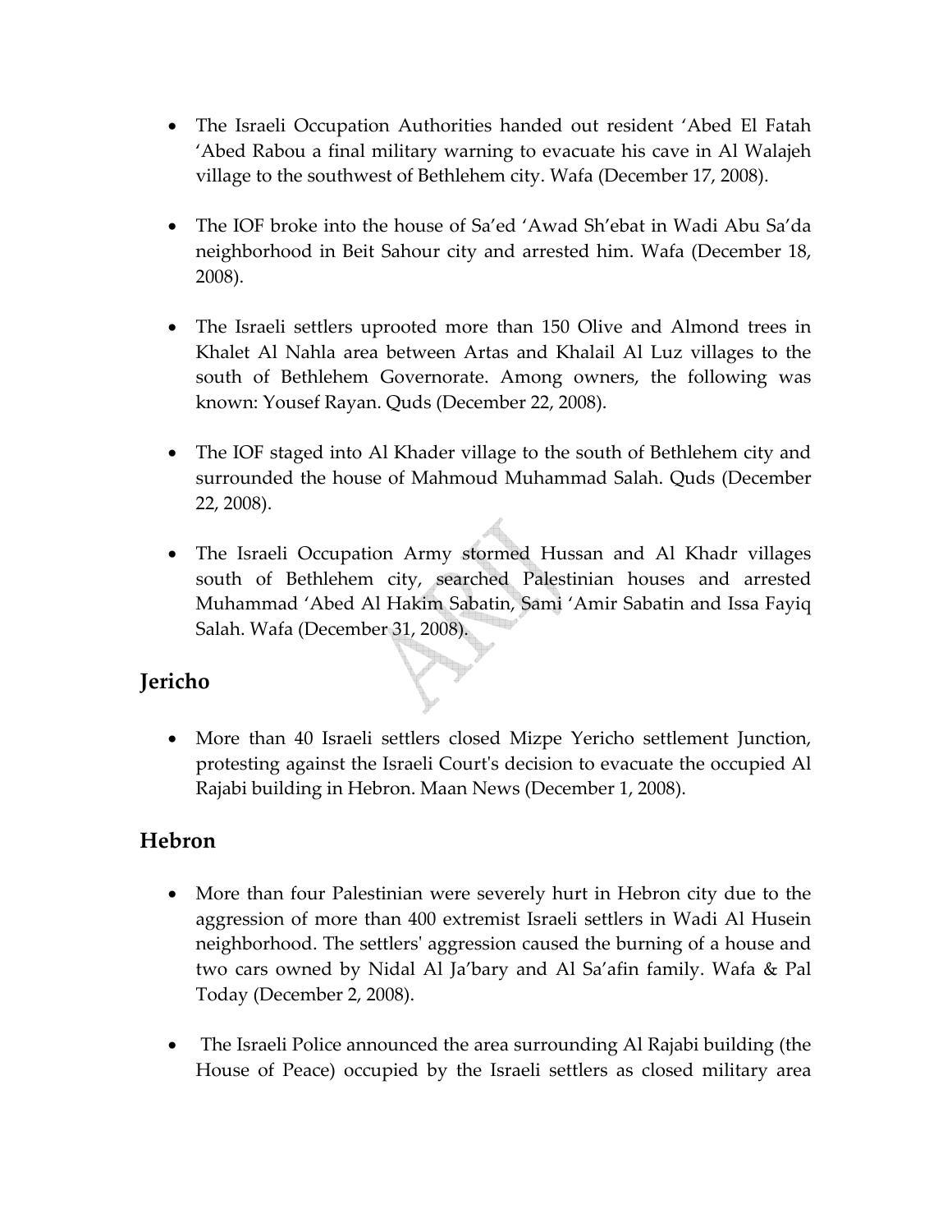- The Israeli Occupation Authorities handed out resident 'Abed El Fatah 'Abed Rabou a final military warning to evacuate his cave in Al Walajeh village to the southwest of Bethlehem city. Wafa (December 17, 2008).

- The IOF broke into the house of Sa'ed 'Awad Sh'ebat in Wadi Abu Sa'da neighborhood in Beit Sahour city and arrested him. Wafa (December 18, 2008).

- The Israeli settlers uprooted more than 150 Olive and Almond trees in Khalet Al Nahla area between Artas and Khalail Al Luz villages to the south of Bethlehem Governorate. Among owners, the following was known: Yousef Rayan. Quds (December 22, 2008).

- The IOF staged into Al Khader village to the south of Bethlehem city and surrounded the house of Mahmoud Muhammad Salah. Quds (December 22, 2008).

- The Israeli Occupation Army stormed Hussan and Al Khadr villages south of Bethlehem city, searched Palestinian houses and arrested Muhammad 'Abed Al Hakim Sabatin, Sami 'Amir Sabatin and Issa Fayiq Salah. Wafa (December 31, 2008).

## Jericho

- More than 40 Israeli settlers closed Mizpe Yericho settlement Junction, protesting against the Israeli Court's decision to evacuate the occupied Al Rajabi building in Hebron. Maan News (December 1, 2008).

## Hebron

- More than four Palestinian were severely hurt in Hebron city due to the aggression of more than 400 extremist Israeli settlers in Wadi Al Husein neighborhood. The settlers' aggression caused the burning of a house and two cars owned by Nidal Al Ja'bary and Al Sa'afin family. Wafa & Pal Today (December 2, 2008).

- The Israeli Police announced the area surrounding Al Rajabi building (the House of Peace) occupied by the Israeli settlers as closed military area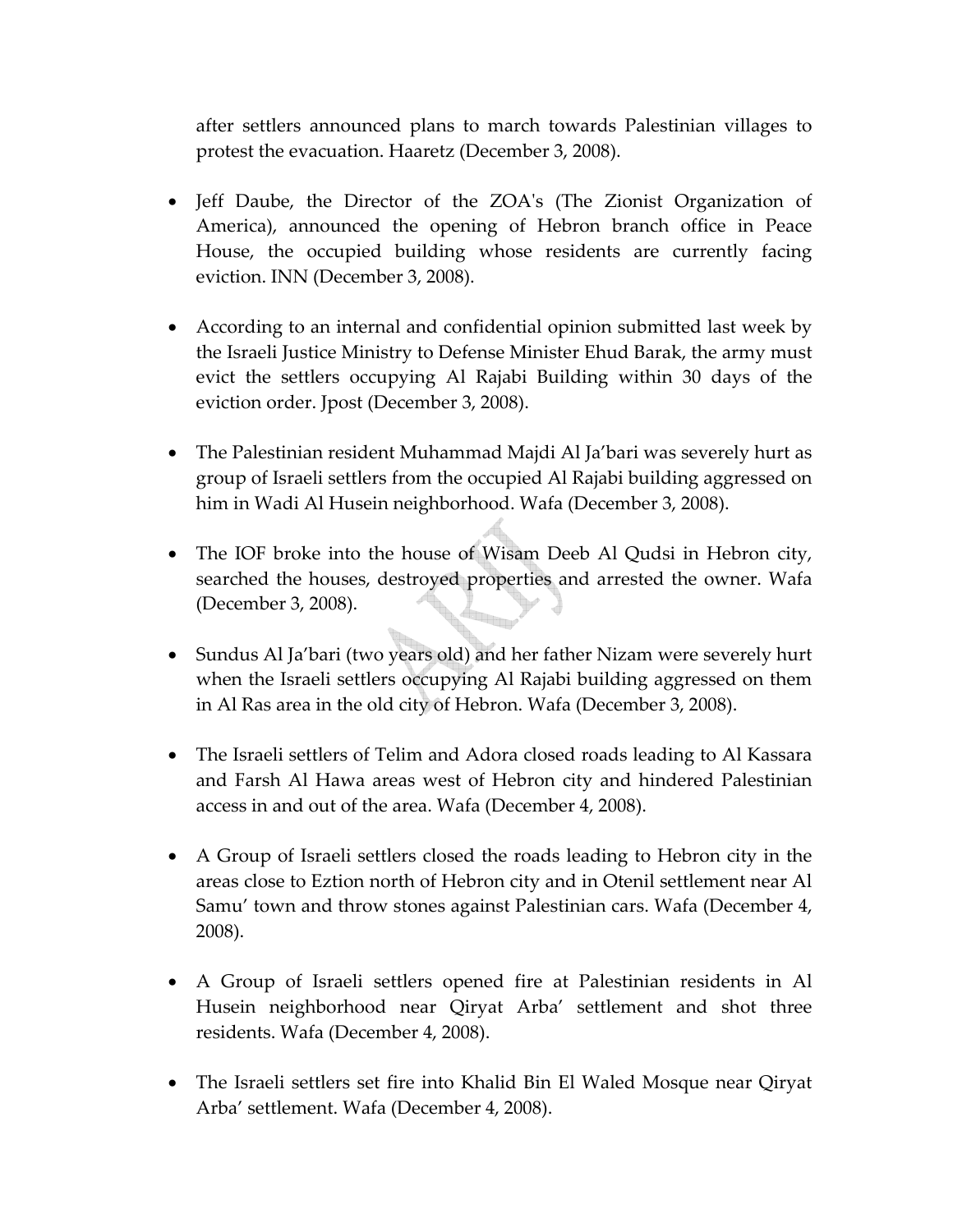after settlers announced plans to march towards Palestinian villages to protest the evacuation. Haaretz (December 3, 2008).

- Jeff Daube, the Director of the ZOA's (The Zionist Organization of America), announced the opening of Hebron branch office in Peace House, the occupied building whose residents are currently facing eviction. INN (December 3, 2008).

- According to an internal and confidential opinion submitted last week by the Israeli Justice Ministry to Defense Minister Ehud Barak, the army must evict the settlers occupying Al Rajabi Building within 30 days of the eviction order. Jpost (December 3, 2008).

- The Palestinian resident Muhammad Majdi Al Ja'bari was severely hurt as group of Israeli settlers from the occupied Al Rajabi building aggressed on him in Wadi Al Husein neighborhood. Wafa (December 3, 2008).

- The IOF broke into the house of Wisam Deeb Al Qudsi in Hebron city, searched the houses, destroyed properties and arrested the owner. Wafa (December 3, 2008).

- Sundus Al Ja'bari (two years old) and her father Nizam were severely hurt when the Israeli settlers occupying Al Rajabi building aggressed on them in Al Ras area in the old city of Hebron. Wafa (December 3, 2008).

- The Israeli settlers of Telim and Adora closed roads leading to Al Kassara and Farsh Al Hawa areas west of Hebron city and hindered Palestinian access in and out of the area. Wafa (December 4, 2008).

- A Group of Israeli settlers closed the roads leading to Hebron city in the areas close to Eztion north of Hebron city and in Otenil settlement near Al Samu' town and throw stones against Palestinian cars. Wafa (December 4, 2008).

- A Group of Israeli settlers opened fire at Palestinian residents in Al Husein neighborhood near Qiryat Arba' settlement and shot three residents. Wafa (December 4, 2008).

- The Israeli settlers set fire into Khalid Bin El Waled Mosque near Qiryat Arba' settlement. Wafa (December 4, 2008).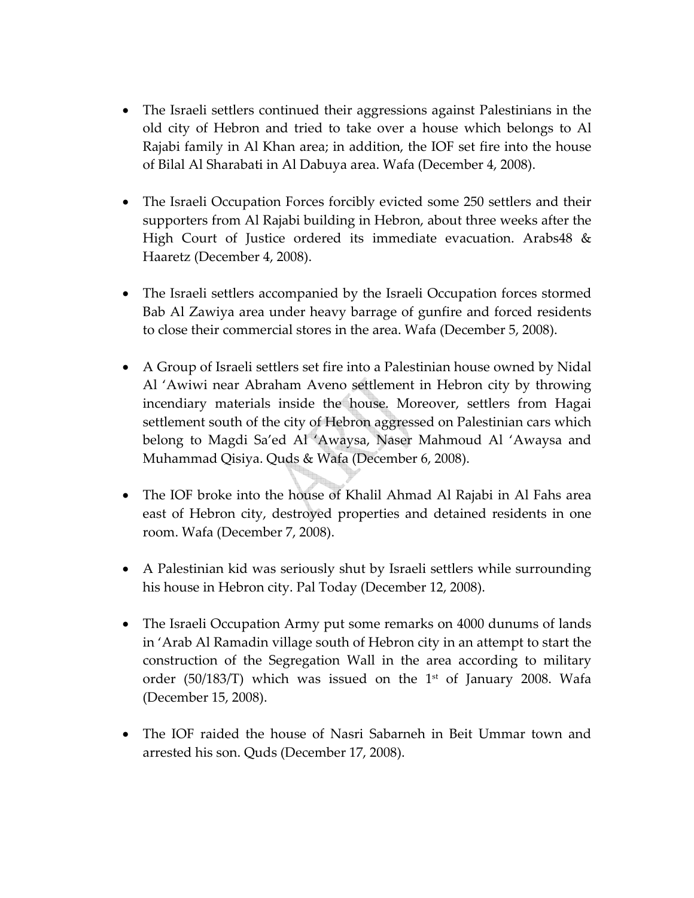- The Israeli settlers continued their aggressions against Palestinians in the old city of Hebron and tried to take over a house which belongs to Al Rajabi family in Al Khan area; in addition, the IOF set fire into the house of Bilal Al Sharabati in Al Dabuya area. Wafa (December 4, 2008).

- The Israeli Occupation Forces forcibly evicted some 250 settlers and their supporters from Al Rajabi building in Hebron, about three weeks after the High Court of Justice ordered its immediate evacuation. Arabs48 & Haaretz (December 4, 2008).

- The Israeli settlers accompanied by the Israeli Occupation forces stormed Bab Al Zawiya area under heavy barrage of gunfire and forced residents to close their commercial stores in the area. Wafa (December 5, 2008).

- A Group of Israeli settlers set fire into a Palestinian house owned by Nidal Al 'Awiwi near Abraham Aveno settlement in Hebron city by throwing incendiary materials inside the house. Moreover, settlers from Hagai settlement south of the city of Hebron aggressed on Palestinian cars which belong to Magdi Sa'ed Al 'Awaysa, Naser Mahmoud Al 'Awaysa and Muhammad Qisiya. Quds & Wafa (December 6, 2008).

- The IOF broke into the house of Khalil Ahmad Al Rajabi in Al Fahs area east of Hebron city, destroyed properties and detained residents in one room. Wafa (December 7, 2008).

- A Palestinian kid was seriously shut by Israeli settlers while surrounding his house in Hebron city. Pal Today (December 12, 2008).

- The Israeli Occupation Army put some remarks on 4000 dunums of lands in 'Arab Al Ramadin village south of Hebron city in an attempt to start the construction of the Segregation Wall in the area according to military order (50/183/T) which was issued on the 1st of January 2008. Wafa (December 15, 2008).

- The IOF raided the house of Nasri Sabarneh in Beit Ummar town and arrested his son. Quds (December 17, 2008).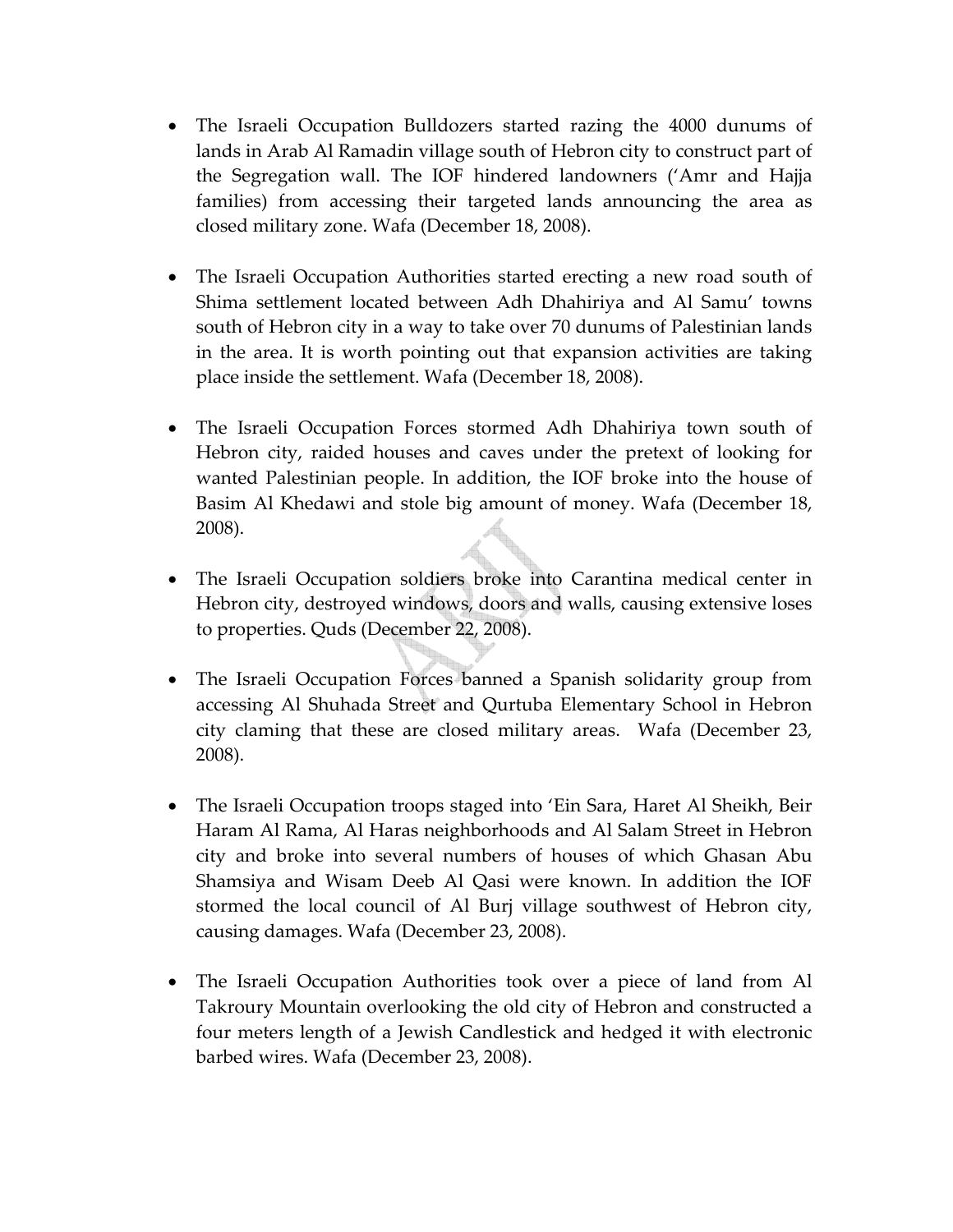- The Israeli Occupation Bulldozers started razing the 4000 dunums of lands in Arab Al Ramadin village south of Hebron city to construct part of the Segregation wall. The IOF hindered landowners ('Amr and Hajja families) from accessing their targeted lands announcing the area as closed military zone. Wafa (December 18, 2008).

- The Israeli Occupation Authorities started erecting a new road south of Shima settlement located between Adh Dhahiriya and Al Samu' towns south of Hebron city in a way to take over 70 dunums of Palestinian lands in the area. It is worth pointing out that expansion activities are taking place inside the settlement. Wafa (December 18, 2008).

- The Israeli Occupation Forces stormed Adh Dhahiriya town south of Hebron city, raided houses and caves under the pretext of looking for wanted Palestinian people. In addition, the IOF broke into the house of Basim Al Khedawi and stole big amount of money. Wafa (December 18, 2008).

- The Israeli Occupation soldiers broke into Carantina medical center in Hebron city, destroyed windows, doors and walls, causing extensive loses to properties. Quds (December 22, 2008).

- The Israeli Occupation Forces banned a Spanish solidarity group from accessing Al Shuhada Street and Qurtuba Elementary School in Hebron city claming that these are closed military areas. Wafa (December 23, 2008).

- The Israeli Occupation troops staged into 'Ein Sara, Haret Al Sheikh, Beir Haram Al Rama, Al Haras neighborhoods and Al Salam Street in Hebron city and broke into several numbers of houses of which Ghasan Abu Shamsiya and Wisam Deeb Al Qasi were known. In addition the IOF stormed the local council of Al Burj village southwest of Hebron city, causing damages. Wafa (December 23, 2008).

- The Israeli Occupation Authorities took over a piece of land from Al Takroury Mountain overlooking the old city of Hebron and constructed a four meters length of a Jewish Candlestick and hedged it with electronic barbed wires. Wafa (December 23, 2008).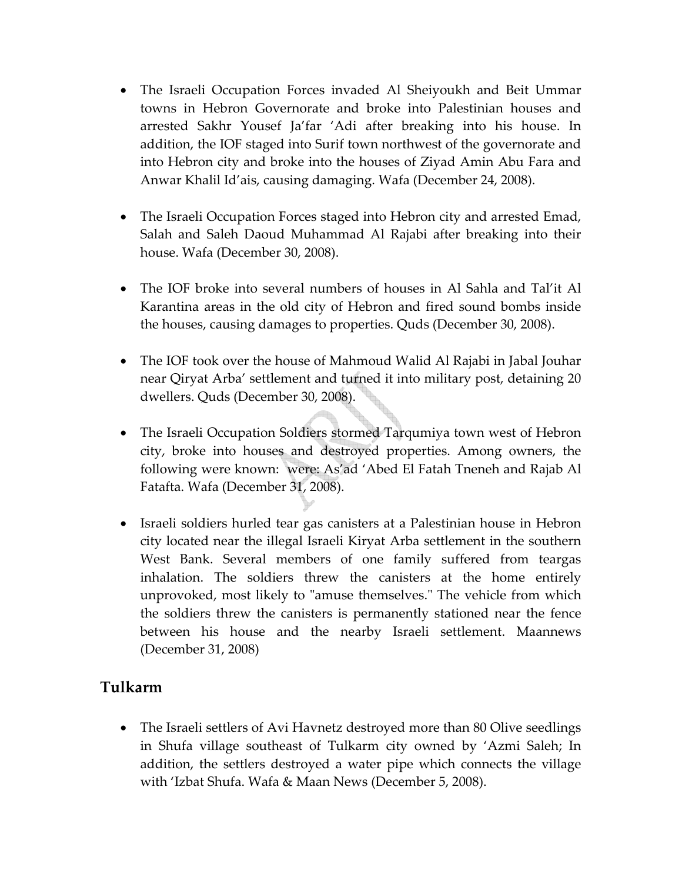- The Israeli Occupation Forces invaded Al Sheiyoukh and Beit Ummar towns in Hebron Governorate and broke into Palestinian houses and arrested Sakhr Yousef Ja'far 'Adi after breaking into his house. In addition, the IOF staged into Surif town northwest of the governorate and into Hebron city and broke into the houses of Ziyad Amin Abu Fara and Anwar Khalil Id'ais, causing damaging. Wafa (December 24, 2008).

- The Israeli Occupation Forces staged into Hebron city and arrested Emad, Salah and Saleh Daoud Muhammad Al Rajabi after breaking into their house. Wafa (December 30, 2008).

- The IOF broke into several numbers of houses in Al Sahla and Tal'it Al Karantina areas in the old city of Hebron and fired sound bombs inside the houses, causing damages to properties. Quds (December 30, 2008).

- The IOF took over the house of Mahmoud Walid Al Rajabi in Jabal Jouhar near Qiryat Arba' settlement and turned it into military post, detaining 20 dwellers. Quds (December 30, 2008).

- The Israeli Occupation Soldiers stormed Tarqumiya town west of Hebron city, broke into houses and destroyed properties. Among owners, the following were known: were: As'ad 'Abed El Fatah Tneneh and Rajab Al Fatafta. Wafa (December 31, 2008).

- Israeli soldiers hurled tear gas canisters at a Palestinian house in Hebron city located near the illegal Israeli Kiryat Arba settlement in the southern West Bank. Several members of one family suffered from teargas inhalation. The soldiers threw the canisters at the home entirely unprovoked, most likely to "amuse themselves." The vehicle from which the soldiers threw the canisters is permanently stationed near the fence between his house and the nearby Israeli settlement. Maannews (December 31, 2008)

## Tulkarm

- The Israeli settlers of Avi Havnetz destroyed more than 80 Olive seedlings in Shufa village southeast of Tulkarm city owned by 'Azmi Saleh; In addition, the settlers destroyed a water pipe which connects the village with 'Izbat Shufa. Wafa & Maan News (December 5, 2008).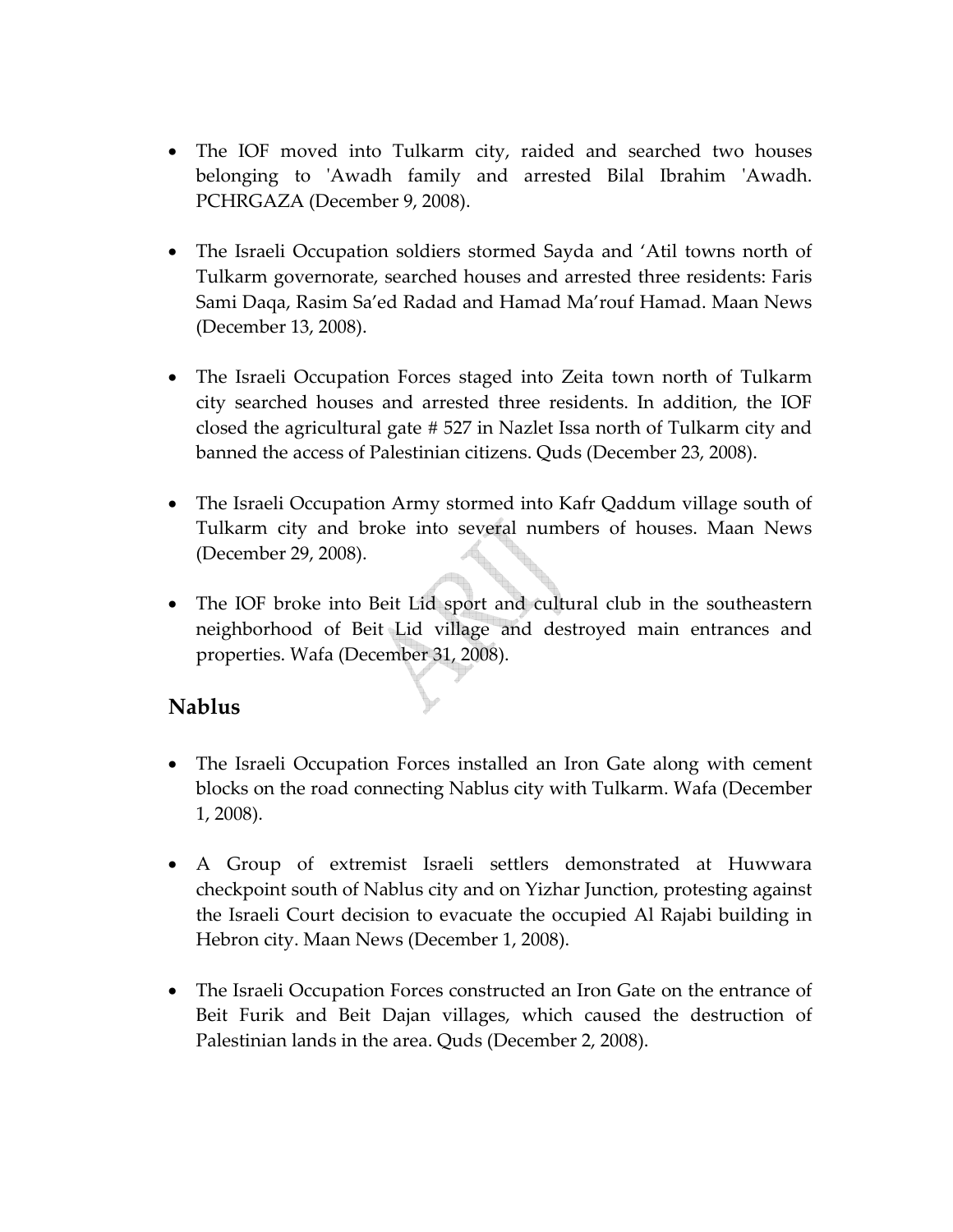- The IOF moved into Tulkarm city, raided and searched two houses belonging to 'Awadh family and arrested Bilal Ibrahim 'Awadh. PCHRGAZA (December 9, 2008).

- The Israeli Occupation soldiers stormed Sayda and ‘Atil towns north of Tulkarm governorate, searched houses and arrested three residents: Faris Sami Daqa, Rasim Sa’ed Radad and Hamad Ma’rouf Hamad. Maan News (December 13, 2008).

- The Israeli Occupation Forces staged into Zeita town north of Tulkarm city searched houses and arrested three residents. In addition, the IOF closed the agricultural gate # 527 in Nazlet Issa north of Tulkarm city and banned the access of Palestinian citizens. Quds (December 23, 2008).

- The Israeli Occupation Army stormed into Kafr Qaddum village south of Tulkarm city and broke into several numbers of houses. Maan News (December 29, 2008).

- The IOF broke into Beit Lid sport and cultural club in the southeastern neighborhood of Beit Lid village and destroyed main entrances and properties. Wafa (December 31, 2008).

## Nablus

- The Israeli Occupation Forces installed an Iron Gate along with cement blocks on the road connecting Nablus city with Tulkarm. Wafa (December 1, 2008).

- A Group of extremist Israeli settlers demonstrated at Huwwara checkpoint south of Nablus city and on Yizhar Junction, protesting against the Israeli Court decision to evacuate the occupied Al Rajabi building in Hebron city. Maan News (December 1, 2008).

- The Israeli Occupation Forces constructed an Iron Gate on the entrance of Beit Furik and Beit Dajan villages, which caused the destruction of Palestinian lands in the area. Quds (December 2, 2008).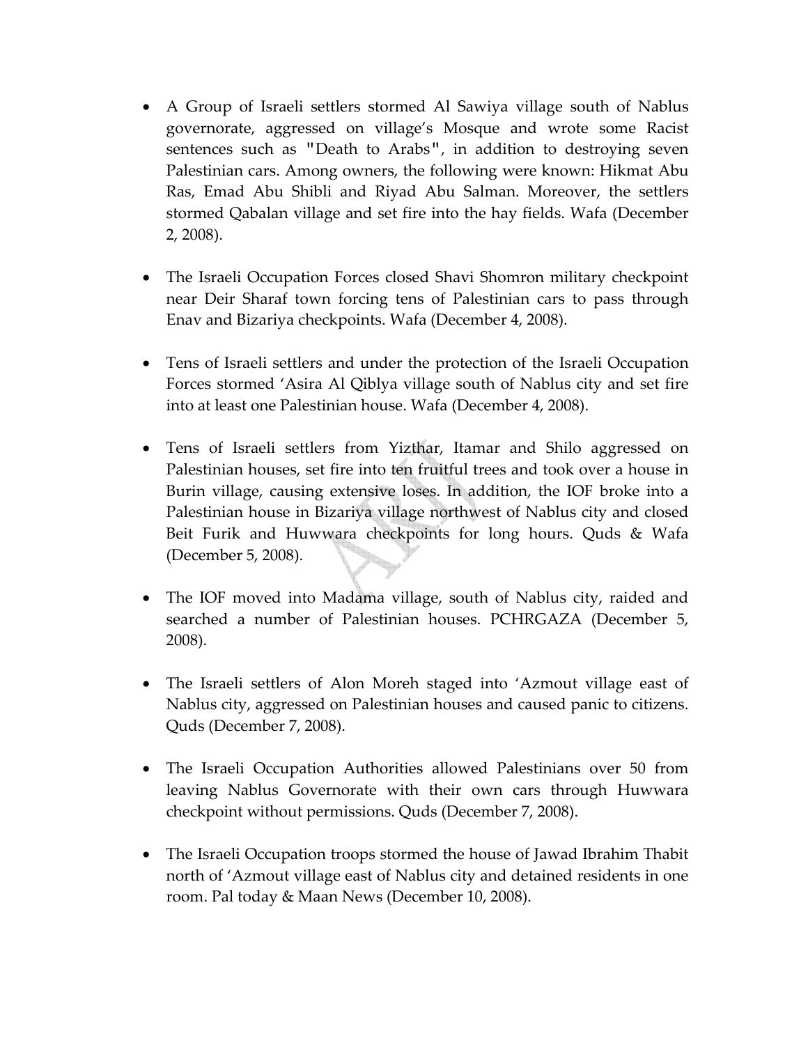- A Group of Israeli settlers stormed Al Sawiya village south of Nablus governorate, aggressed on village's Mosque and wrote some Racist sentences such as "Death to Arabs", in addition to destroying seven Palestinian cars. Among owners, the following were known: Hikmat Abu Ras, Emad Abu Shibli and Riyad Abu Salman. Moreover, the settlers stormed Qabalan village and set fire into the hay fields. Wafa (December 2, 2008).

- The Israeli Occupation Forces closed Shavi Shomron military checkpoint near Deir Sharaf town forcing tens of Palestinian cars to pass through Enav and Bizariya checkpoints. Wafa (December 4, 2008).

- Tens of Israeli settlers and under the protection of the Israeli Occupation Forces stormed 'Asira Al Qiblya village south of Nablus city and set fire into at least one Palestinian house. Wafa (December 4, 2008).

- Tens of Israeli settlers from Yizthar, Itamar and Shilo aggressed on Palestinian houses, set fire into ten fruitful trees and took over a house in Burin village, causing extensive loses. In addition, the IOF broke into a Palestinian house in Bizariya village northwest of Nablus city and closed Beit Furik and Huwwara checkpoints for long hours. Quds & Wafa (December 5, 2008).

- The IOF moved into Madama village, south of Nablus city, raided and searched a number of Palestinian houses. PCHRGAZA (December 5, 2008).

- The Israeli settlers of Alon Moreh staged into 'Azmout village east of Nablus city, aggressed on Palestinian houses and caused panic to citizens. Quds (December 7, 2008).

- The Israeli Occupation Authorities allowed Palestinians over 50 from leaving Nablus Governorate with their own cars through Huwwara checkpoint without permissions. Quds (December 7, 2008).

- The Israeli Occupation troops stormed the house of Jawad Ibrahim Thabit north of 'Azmout village east of Nablus city and detained residents in one room. Pal today & Maan News (December 10, 2008).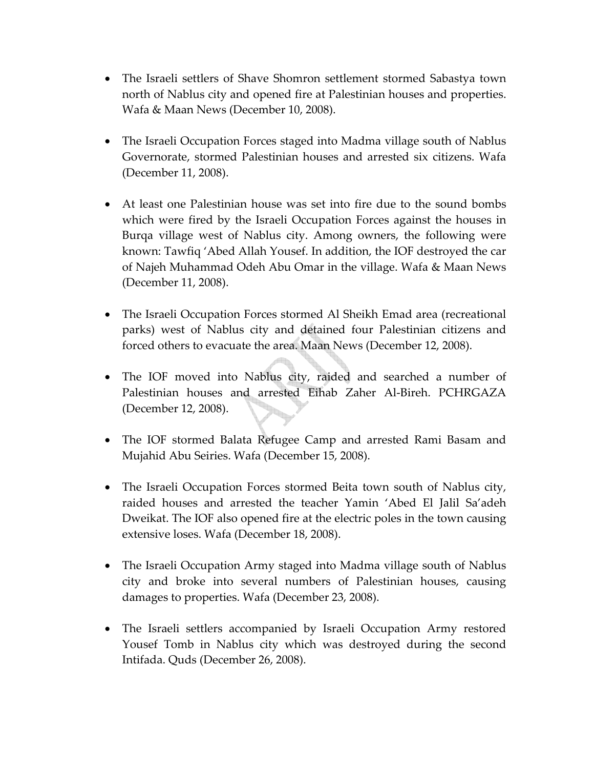- The Israeli settlers of Shave Shomron settlement stormed Sabastya town north of Nablus city and opened fire at Palestinian houses and properties. Wafa & Maan News (December 10, 2008).

- The Israeli Occupation Forces staged into Madma village south of Nablus Governorate, stormed Palestinian houses and arrested six citizens. Wafa (December 11, 2008).

- At least one Palestinian house was set into fire due to the sound bombs which were fired by the Israeli Occupation Forces against the houses in Burqa village west of Nablus city. Among owners, the following were known: Tawfiq 'Abed Allah Yousef. In addition, the IOF destroyed the car of Najeh Muhammad Odeh Abu Omar in the village. Wafa & Maan News (December 11, 2008).

- The Israeli Occupation Forces stormed Al Sheikh Emad area (recreational parks) west of Nablus city and detained four Palestinian citizens and forced others to evacuate the area. Maan News (December 12, 2008).

- The IOF moved into Nablus city, raided and searched a number of Palestinian houses and arrested Eihab Zaher Al-Bireh. PCHRGAZA (December 12, 2008).

- The IOF stormed Balata Refugee Camp and arrested Rami Basam and Mujahid Abu Seiries. Wafa (December 15, 2008).

- The Israeli Occupation Forces stormed Beita town south of Nablus city, raided houses and arrested the teacher Yamin 'Abed El Jalil Sa'adeh Dweikat. The IOF also opened fire at the electric poles in the town causing extensive loses. Wafa (December 18, 2008).

- The Israeli Occupation Army staged into Madma village south of Nablus city and broke into several numbers of Palestinian houses, causing damages to properties. Wafa (December 23, 2008).

- The Israeli settlers accompanied by Israeli Occupation Army restored Yousef Tomb in Nablus city which was destroyed during the second Intifada. Quds (December 26, 2008).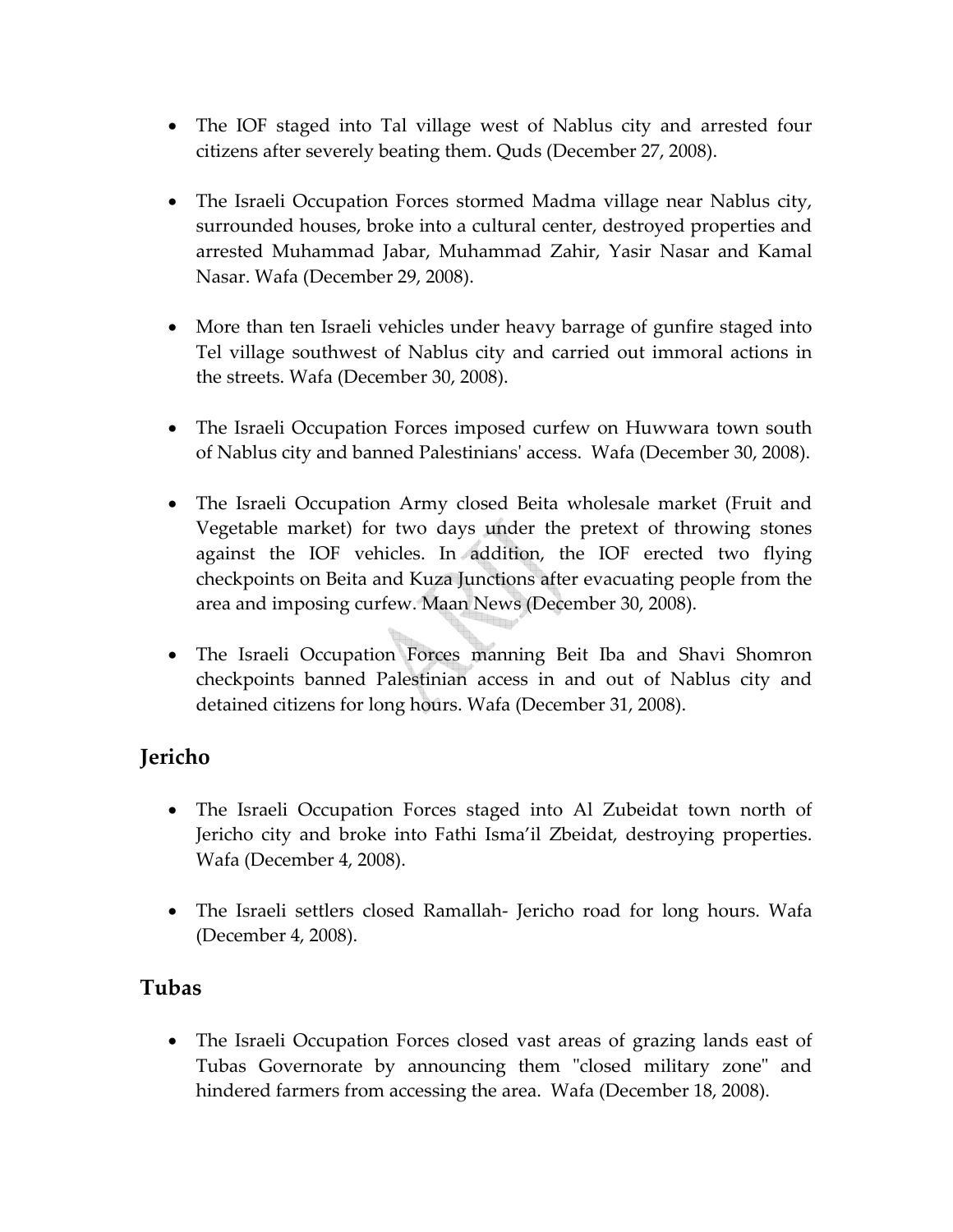- The IOF staged into Tal village west of Nablus city and arrested four citizens after severely beating them. Quds (December 27, 2008).

- The Israeli Occupation Forces stormed Madma village near Nablus city, surrounded houses, broke into a cultural center, destroyed properties and arrested Muhammad Jabar, Muhammad Zahir, Yasir Nasar and Kamal Nasar. Wafa (December 29, 2008).

- More than ten Israeli vehicles under heavy barrage of gunfire staged into Tel village southwest of Nablus city and carried out immoral actions in the streets. Wafa (December 30, 2008).

- The Israeli Occupation Forces imposed curfew on Huwwara town south of Nablus city and banned Palestinians' access. Wafa (December 30, 2008).

- The Israeli Occupation Army closed Beita wholesale market (Fruit and Vegetable market) for two days under the pretext of throwing stones against the IOF vehicles. In addition, the IOF erected two flying checkpoints on Beita and Kuza Junctions after evacuating people from the area and imposing curfew. Maan News (December 30, 2008).

- The Israeli Occupation Forces manning Beit Iba and Shavi Shomron checkpoints banned Palestinian access in and out of Nablus city and detained citizens for long hours. Wafa (December 31, 2008).

## Jericho

- The Israeli Occupation Forces staged into Al Zubeidat town north of Jericho city and broke into Fathi Isma'il Zbeidat, destroying properties. Wafa (December 4, 2008).

- The Israeli settlers closed Ramallah- Jericho road for long hours. Wafa (December 4, 2008).

## Tubas

- The Israeli Occupation Forces closed vast areas of grazing lands east of Tubas Governorate by announcing them "closed military zone" and hindered farmers from accessing the area. Wafa (December 18, 2008).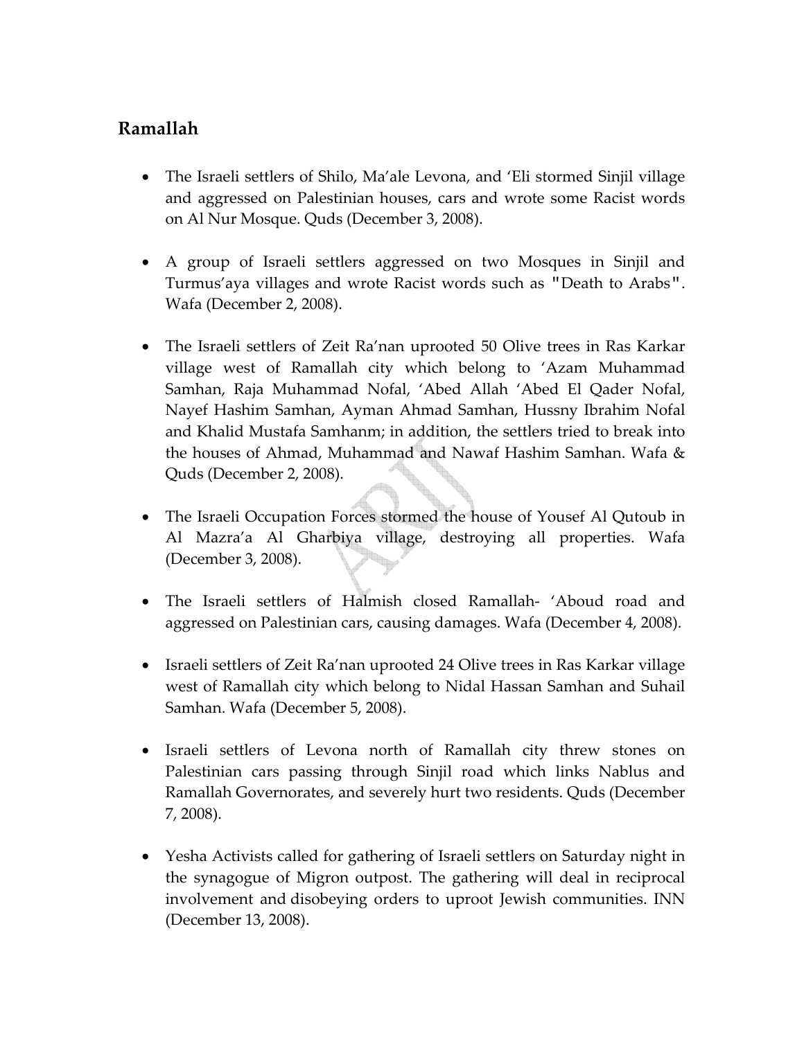## Ramallah

- The Israeli settlers of Shilo, Ma'ale Levona, and 'Eli stormed Sinjil village and aggressed on Palestinian houses, cars and wrote some Racist words on Al Nur Mosque. Quds (December 3, 2008).

- A group of Israeli settlers aggressed on two Mosques in Sinjil and Turmus'aya villages and wrote Racist words such as "Death to Arabs". Wafa (December 2, 2008).

- The Israeli settlers of Zeit Ra'nan uprooted 50 Olive trees in Ras Karkar village west of Ramallah city which belong to 'Azam Muhammad Samhan, Raja Muhammad Nofal, 'Abed Allah 'Abed El Qader Nofal, Nayef Hashim Samhan, Ayman Ahmad Samhan, Hussny Ibrahim Nofal and Khalid Mustafa Samhanm; in addition, the settlers tried to break into the houses of Ahmad, Muhammad and Nawaf Hashim Samhan. Wafa & Quds (December 2, 2008).

- The Israeli Occupation Forces stormed the house of Yousef Al Qutoub in Al Mazra'a Al Gharbiya village, destroying all properties. Wafa (December 3, 2008).

- The Israeli settlers of Halmish closed Ramallah- 'Aboud road and aggressed on Palestinian cars, causing damages. Wafa (December 4, 2008).

- Israeli settlers of Zeit Ra'nan uprooted 24 Olive trees in Ras Karkar village west of Ramallah city which belong to Nidal Hassan Samhan and Suhail Samhan. Wafa (December 5, 2008).

- Israeli settlers of Levona north of Ramallah city threw stones on Palestinian cars passing through Sinjil road which links Nablus and Ramallah Governorates, and severely hurt two residents. Quds (December 7, 2008).

- Yesha Activists called for gathering of Israeli settlers on Saturday night in the synagogue of Migron outpost. The gathering will deal in reciprocal involvement and disobeying orders to uproot Jewish communities. INN (December 13, 2008).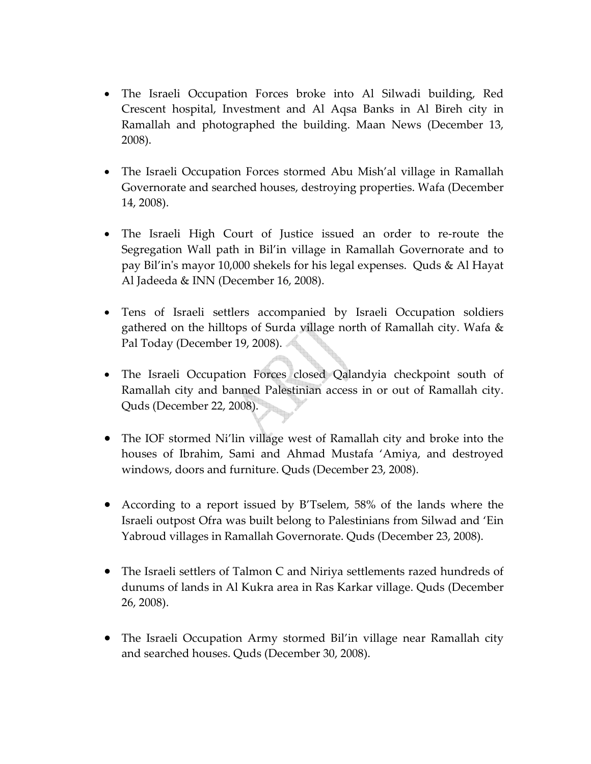- The Israeli Occupation Forces broke into Al Silwadi building, Red Crescent hospital, Investment and Al Aqsa Banks in Al Bireh city in Ramallah and photographed the building. Maan News (December 13, 2008).

- The Israeli Occupation Forces stormed Abu Mish'al village in Ramallah Governorate and searched houses, destroying properties. Wafa (December 14, 2008).

- The Israeli High Court of Justice issued an order to re-route the Segregation Wall path in Bil'in village in Ramallah Governorate and to pay Bil'in's mayor 10,000 shekels for his legal expenses. Quds & Al Hayat Al Jadeeda & INN (December 16, 2008).

- Tens of Israeli settlers accompanied by Israeli Occupation soldiers gathered on the hilltops of Surda village north of Ramallah city. Wafa & Pal Today (December 19, 2008).

- The Israeli Occupation Forces closed Qalandyia checkpoint south of Ramallah city and banned Palestinian access in or out of Ramallah city. Quds (December 22, 2008).

- The IOF stormed Ni'lin village west of Ramallah city and broke into the houses of Ibrahim, Sami and Ahmad Mustafa 'Amiya, and destroyed windows, doors and furniture. Quds (December 23, 2008).

- According to a report issued by B'Tselem, 58% of the lands where the Israeli outpost Ofra was built belong to Palestinians from Silwad and 'Ein Yabroud villages in Ramallah Governorate. Quds (December 23, 2008).

- The Israeli settlers of Talmon C and Niriya settlements razed hundreds of dunums of lands in Al Kukra area in Ras Karkar village. Quds (December 26, 2008).

- The Israeli Occupation Army stormed Bil'in village near Ramallah city and searched houses. Quds (December 30, 2008).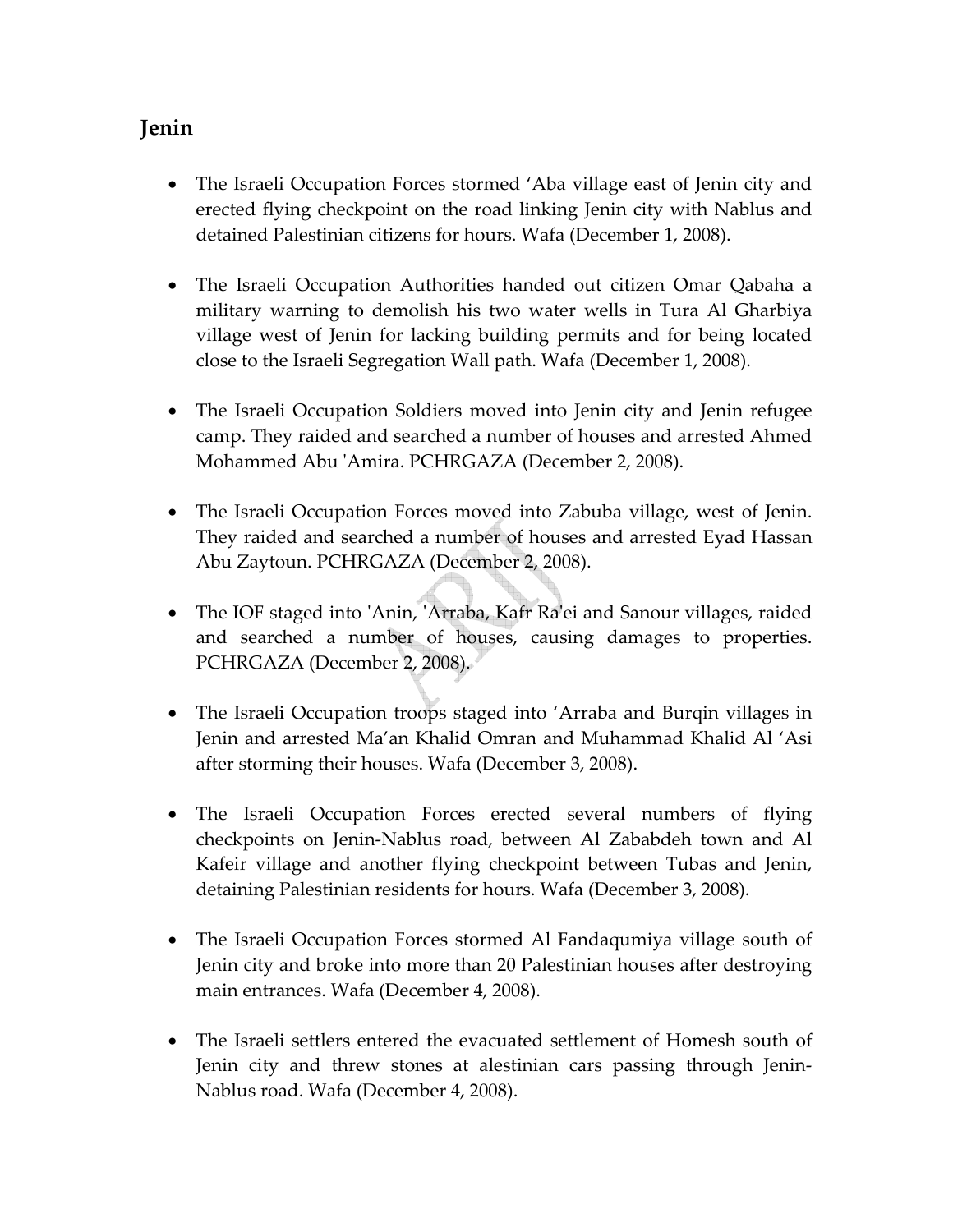## Jenin

- The Israeli Occupation Forces stormed 'Aba village east of Jenin city and erected flying checkpoint on the road linking Jenin city with Nablus and detained Palestinian citizens for hours. Wafa (December 1, 2008).

- The Israeli Occupation Authorities handed out citizen Omar Qabaha a military warning to demolish his two water wells in Tura Al Gharbiya village west of Jenin for lacking building permits and for being located close to the Israeli Segregation Wall path. Wafa (December 1, 2008).

- The Israeli Occupation Soldiers moved into Jenin city and Jenin refugee camp. They raided and searched a number of houses and arrested Ahmed Mohammed Abu 'Amira. PCHRGAZA (December 2, 2008).

- The Israeli Occupation Forces moved into Zabuba village, west of Jenin. They raided and searched a number of houses and arrested Eyad Hassan Abu Zaytoun. PCHRGAZA (December 2, 2008).

- The IOF staged into 'Anin, 'Arraba, Kafr Ra'ei and Sanour villages, raided and searched a number of houses, causing damages to properties. PCHRGAZA (December 2, 2008).

- The Israeli Occupation troops staged into 'Arraba and Burqin villages in Jenin and arrested Ma'an Khalid Omran and Muhammad Khalid Al 'Asi after storming their houses. Wafa (December 3, 2008).

- The Israeli Occupation Forces erected several numbers of flying checkpoints on Jenin-Nablus road, between Al Zababdeh town and Al Kafeir village and another flying checkpoint between Tubas and Jenin, detaining Palestinian residents for hours. Wafa (December 3, 2008).

- The Israeli Occupation Forces stormed Al Fandaqumiya village south of Jenin city and broke into more than 20 Palestinian houses after destroying main entrances. Wafa (December 4, 2008).

- The Israeli settlers entered the evacuated settlement of Homesh south of Jenin city and threw stones at alestinian cars passing through Jenin-Nablus road. Wafa (December 4, 2008).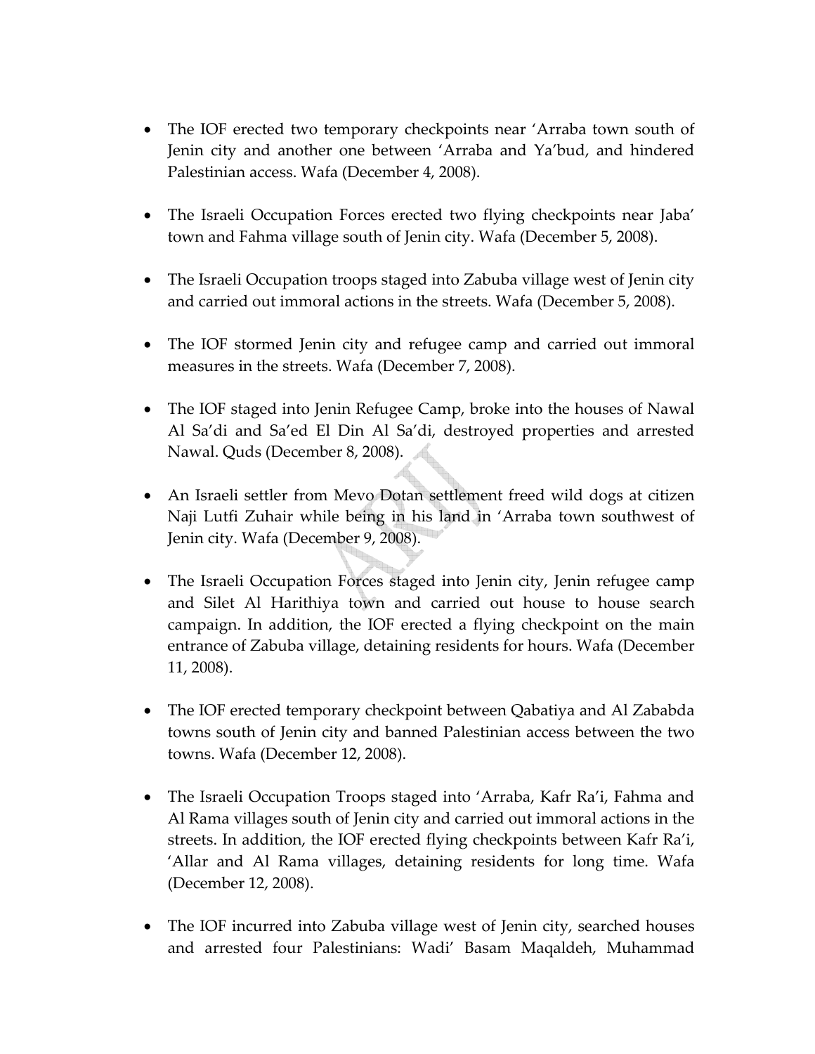- The IOF erected two temporary checkpoints near 'Arraba town south of Jenin city and another one between 'Arraba and Ya'bud, and hindered Palestinian access. Wafa (December 4, 2008).

- The Israeli Occupation Forces erected two flying checkpoints near Jaba' town and Fahma village south of Jenin city. Wafa (December 5, 2008).

- The Israeli Occupation troops staged into Zabuba village west of Jenin city and carried out immoral actions in the streets. Wafa (December 5, 2008).

- The IOF stormed Jenin city and refugee camp and carried out immoral measures in the streets. Wafa (December 7, 2008).

- The IOF staged into Jenin Refugee Camp, broke into the houses of Nawal Al Sa'di and Sa'ed El Din Al Sa'di, destroyed properties and arrested Nawal. Quds (December 8, 2008).

- An Israeli settler from Mevo Dotan settlement freed wild dogs at citizen Naji Lutfi Zuhair while being in his land in 'Arraba town southwest of Jenin city. Wafa (December 9, 2008).

- The Israeli Occupation Forces staged into Jenin city, Jenin refugee camp and Silet Al Harithiya town and carried out house to house search campaign. In addition, the IOF erected a flying checkpoint on the main entrance of Zabuba village, detaining residents for hours. Wafa (December 11, 2008).

- The IOF erected temporary checkpoint between Qabatiya and Al Zababda towns south of Jenin city and banned Palestinian access between the two towns. Wafa (December 12, 2008).

- The Israeli Occupation Troops staged into 'Arraba, Kafr Ra'i, Fahma and Al Rama villages south of Jenin city and carried out immoral actions in the streets. In addition, the IOF erected flying checkpoints between Kafr Ra'i, 'Allar and Al Rama villages, detaining residents for long time. Wafa (December 12, 2008).

- The IOF incurred into Zabuba village west of Jenin city, searched houses and arrested four Palestinians: Wadi' Basam Maqaldeh, Muhammad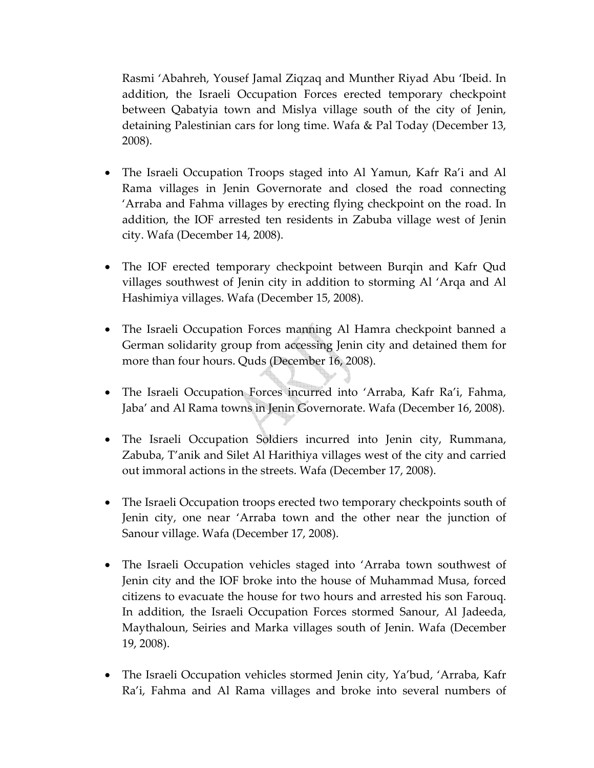Rasmi 'Abahreh, Yousef Jamal Ziqzaq and Munther Riyad Abu 'Ibeid. In addition, the Israeli Occupation Forces erected temporary checkpoint between Qabatyia town and Mislya village south of the city of Jenin, detaining Palestinian cars for long time. Wafa & Pal Today (December 13, 2008).

- The Israeli Occupation Troops staged into Al Yamun, Kafr Ra'i and Al Rama villages in Jenin Governorate and closed the road connecting 'Arraba and Fahma villages by erecting flying checkpoint on the road. In addition, the IOF arrested ten residents in Zabuba village west of Jenin city. Wafa (December 14, 2008).

- The IOF erected temporary checkpoint between Burqin and Kafr Qud villages southwest of Jenin city in addition to storming Al 'Arqa and Al Hashimiya villages. Wafa (December 15, 2008).

- The Israeli Occupation Forces manning Al Hamra checkpoint banned a German solidarity group from accessing Jenin city and detained them for more than four hours. Quds (December 16, 2008).

- The Israeli Occupation Forces incurred into 'Arraba, Kafr Ra'i, Fahma, Jaba' and Al Rama towns in Jenin Governorate. Wafa (December 16, 2008).

- The Israeli Occupation Soldiers incurred into Jenin city, Rummana, Zabuba, T'anik and Silet Al Harithiya villages west of the city and carried out immoral actions in the streets. Wafa (December 17, 2008).

- The Israeli Occupation troops erected two temporary checkpoints south of Jenin city, one near 'Arraba town and the other near the junction of Sanour village. Wafa (December 17, 2008).

- The Israeli Occupation vehicles staged into 'Arraba town southwest of Jenin city and the IOF broke into the house of Muhammad Musa, forced citizens to evacuate the house for two hours and arrested his son Farouq. In addition, the Israeli Occupation Forces stormed Sanour, Al Jadeeda, Maythaloun, Seiries and Marka villages south of Jenin. Wafa (December 19, 2008).

- The Israeli Occupation vehicles stormed Jenin city, Ya'bud, 'Arraba, Kafr Ra'i, Fahma and Al Rama villages and broke into several numbers of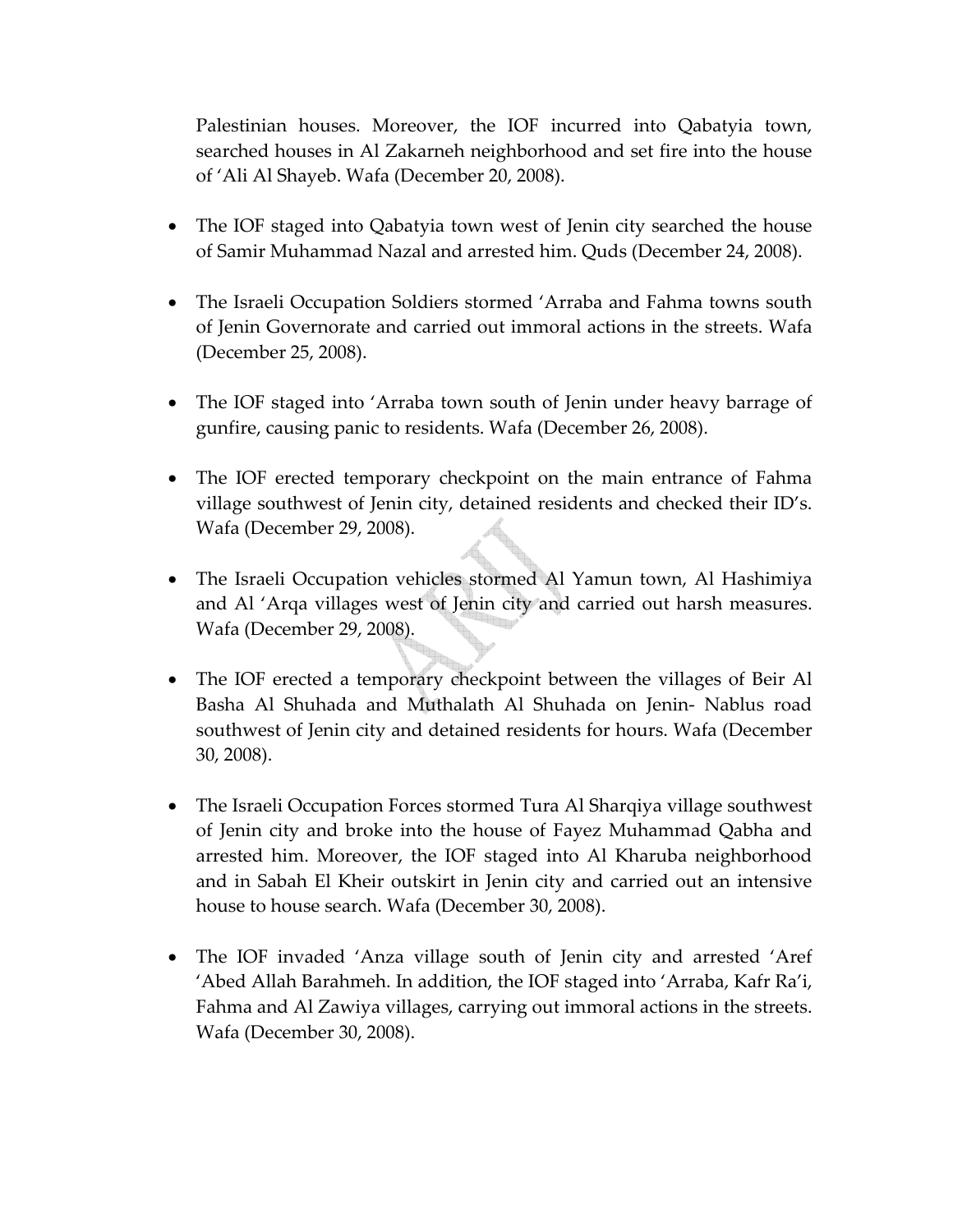Palestinian houses. Moreover, the IOF incurred into Qabatyia town, searched houses in Al Zakarneh neighborhood and set fire into the house of 'Ali Al Shayeb. Wafa (December 20, 2008).

- The IOF staged into Qabatyia town west of Jenin city searched the house of Samir Muhammad Nazal and arrested him. Quds (December 24, 2008).

- The Israeli Occupation Soldiers stormed 'Arraba and Fahma towns south of Jenin Governorate and carried out immoral actions in the streets. Wafa (December 25, 2008).

- The IOF staged into 'Arraba town south of Jenin under heavy barrage of gunfire, causing panic to residents. Wafa (December 26, 2008).

- The IOF erected temporary checkpoint on the main entrance of Fahma village southwest of Jenin city, detained residents and checked their ID's. Wafa (December 29, 2008).

- The Israeli Occupation vehicles stormed Al Yamun town, Al Hashimiya and Al 'Arqa villages west of Jenin city and carried out harsh measures. Wafa (December 29, 2008).

- The IOF erected a temporary checkpoint between the villages of Beir Al Basha Al Shuhada and Muthalath Al Shuhada on Jenin- Nablus road southwest of Jenin city and detained residents for hours. Wafa (December 30, 2008).

- The Israeli Occupation Forces stormed Tura Al Sharqiya village southwest of Jenin city and broke into the house of Fayez Muhammad Qabha and arrested him. Moreover, the IOF staged into Al Kharuba neighborhood and in Sabah El Kheir outskirt in Jenin city and carried out an intensive house to house search. Wafa (December 30, 2008).

- The IOF invaded 'Anza village south of Jenin city and arrested 'Aref 'Abed Allah Barahmeh. In addition, the IOF staged into 'Arraba, Kafr Ra'i, Fahma and Al Zawiya villages, carrying out immoral actions in the streets. Wafa (December 30, 2008).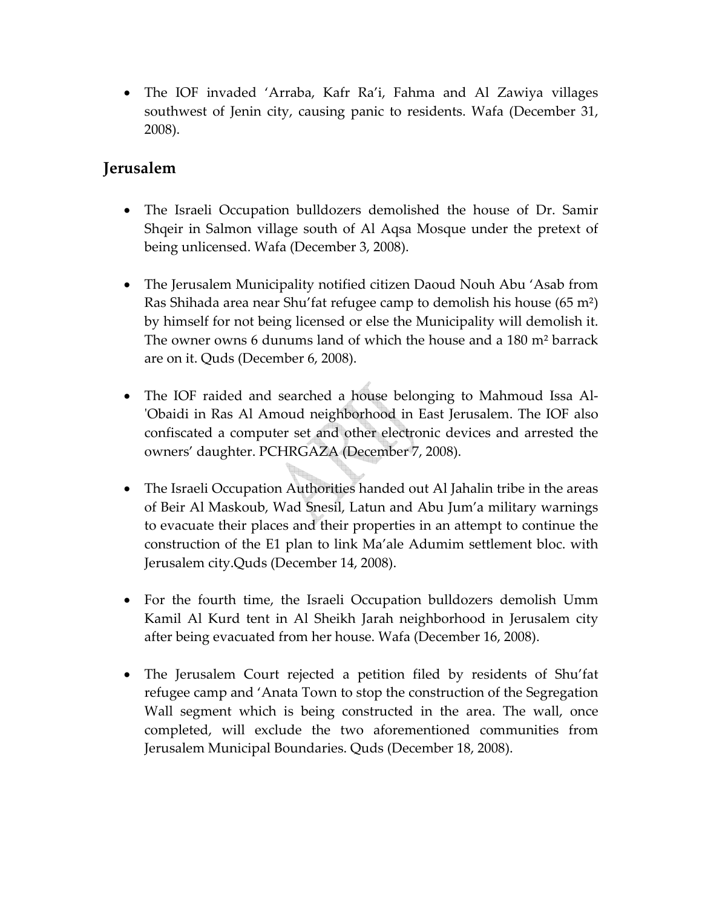- The IOF invaded 'Arraba, Kafr Ra'i, Fahma and Al Zawiya villages southwest of Jenin city, causing panic to residents. Wafa (December 31, 2008).

## Jerusalem

- The Israeli Occupation bulldozers demolished the house of Dr. Samir Shqeir in Salmon village south of Al Aqsa Mosque under the pretext of being unlicensed. Wafa (December 3, 2008).

- The Jerusalem Municipality notified citizen Daoud Nouh Abu 'Asab from Ras Shihada area near Shu'fat refugee camp to demolish his house (65 m²) by himself for not being licensed or else the Municipality will demolish it. The owner owns 6 dunums land of which the house and a 180 m² barrack are on it. Quds (December 6, 2008).

- The IOF raided and searched a house belonging to Mahmoud Issa Al-'Obaidi in Ras Al Amoud neighborhood in East Jerusalem. The IOF also confiscated a computer set and other electronic devices and arrested the owners' daughter. PCHRGAZA (December 7, 2008).

- The Israeli Occupation Authorities handed out Al Jahalin tribe in the areas of Beir Al Maskoub, Wad Snesil, Latun and Abu Jum'a military warnings to evacuate their places and their properties in an attempt to continue the construction of the E1 plan to link Ma'ale Adumim settlement bloc. with Jerusalem city.Quds (December 14, 2008).

- For the fourth time, the Israeli Occupation bulldozers demolish Umm Kamil Al Kurd tent in Al Sheikh Jarah neighborhood in Jerusalem city after being evacuated from her house. Wafa (December 16, 2008).

- The Jerusalem Court rejected a petition filed by residents of Shu'fat refugee camp and 'Anata Town to stop the construction of the Segregation Wall segment which is being constructed in the area. The wall, once completed, will exclude the two aforementioned communities from Jerusalem Municipal Boundaries. Quds (December 18, 2008).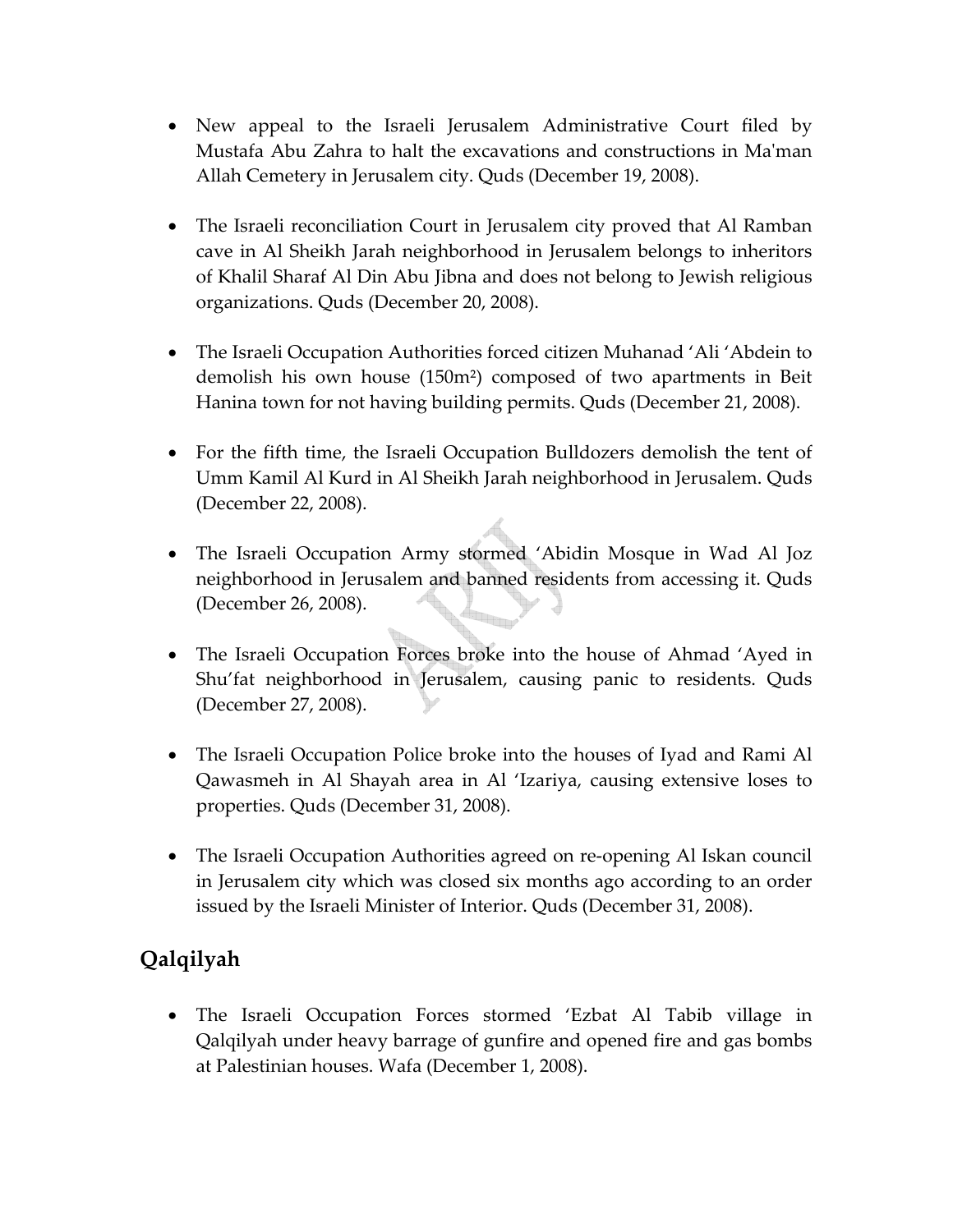- New appeal to the Israeli Jerusalem Administrative Court filed by Mustafa Abu Zahra to halt the excavations and constructions in Ma'man Allah Cemetery in Jerusalem city. Quds (December 19, 2008).

- The Israeli reconciliation Court in Jerusalem city proved that Al Ramban cave in Al Sheikh Jarah neighborhood in Jerusalem belongs to inheritors of Khalil Sharaf Al Din Abu Jibna and does not belong to Jewish religious organizations. Quds (December 20, 2008).

- The Israeli Occupation Authorities forced citizen Muhanad 'Ali 'Abdein to demolish his own house (150m²) composed of two apartments in Beit Hanina town for not having building permits. Quds (December 21, 2008).

- For the fifth time, the Israeli Occupation Bulldozers demolish the tent of Umm Kamil Al Kurd in Al Sheikh Jarah neighborhood in Jerusalem. Quds (December 22, 2008).

- The Israeli Occupation Army stormed 'Abidin Mosque in Wad Al Joz neighborhood in Jerusalem and banned residents from accessing it. Quds (December 26, 2008).

- The Israeli Occupation Forces broke into the house of Ahmad 'Ayed in Shu'fat neighborhood in Jerusalem, causing panic to residents. Quds (December 27, 2008).

- The Israeli Occupation Police broke into the houses of Iyad and Rami Al Qawasmeh in Al Shayah area in Al 'Izariya, causing extensive loses to properties. Quds (December 31, 2008).

- The Israeli Occupation Authorities agreed on re-opening Al Iskan council in Jerusalem city which was closed six months ago according to an order issued by the Israeli Minister of Interior. Quds (December 31, 2008).

## Qalqilyah

- The Israeli Occupation Forces stormed 'Ezbat Al Tabib village in Qalqilyah under heavy barrage of gunfire and opened fire and gas bombs at Palestinian houses. Wafa (December 1, 2008).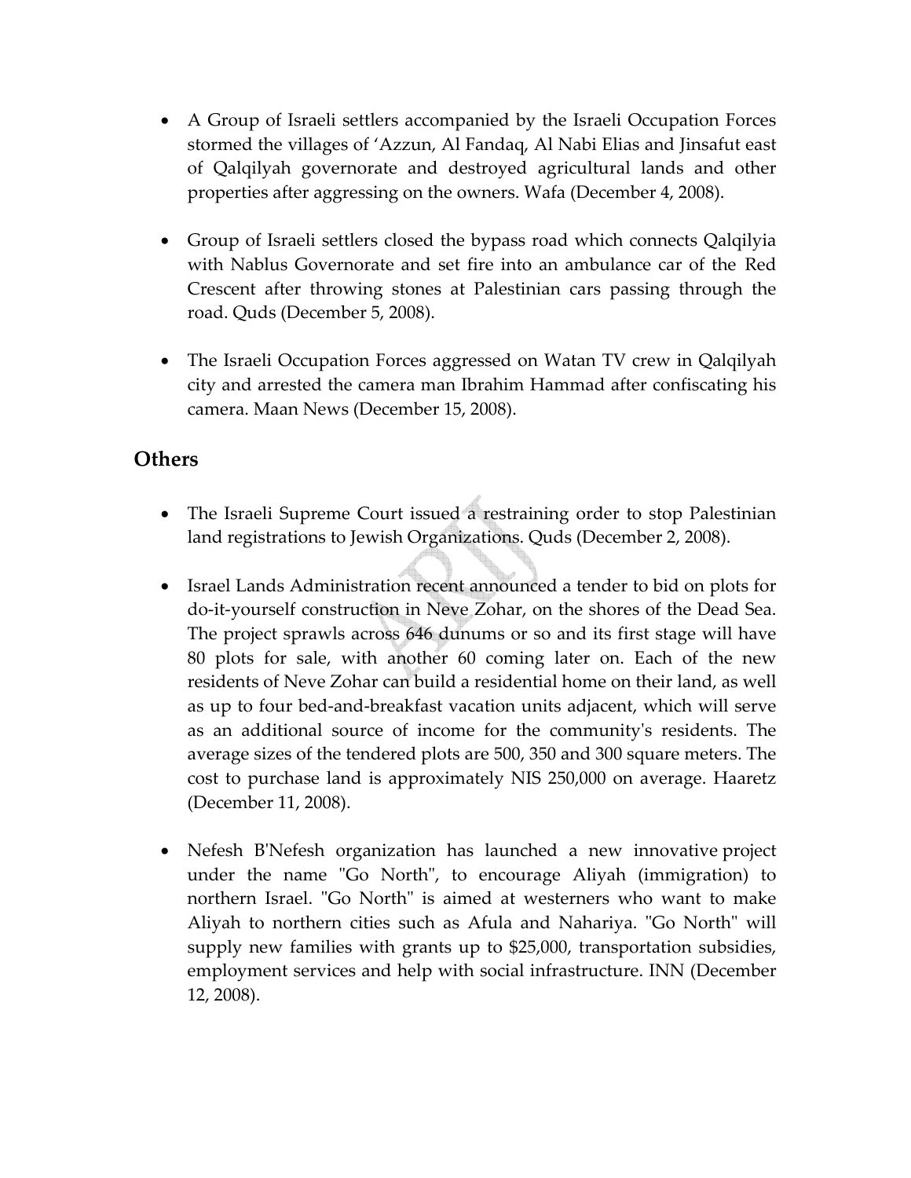- A Group of Israeli settlers accompanied by the Israeli Occupation Forces stormed the villages of 'Azzun, Al Fandaq, Al Nabi Elias and Jinsafut east of Qalqilyah governorate and destroyed agricultural lands and other properties after aggressing on the owners. Wafa (December 4, 2008).

- Group of Israeli settlers closed the bypass road which connects Qalqilyia with Nablus Governorate and set fire into an ambulance car of the Red Crescent after throwing stones at Palestinian cars passing through the road. Quds (December 5, 2008).

- The Israeli Occupation Forces aggressed on Watan TV crew in Qalqilyah city and arrested the camera man Ibrahim Hammad after confiscating his camera. Maan News (December 15, 2008).

## Others

- The Israeli Supreme Court issued a restraining order to stop Palestinian land registrations to Jewish Organizations. Quds (December 2, 2008).

- Israel Lands Administration recent announced a tender to bid on plots for do-it-yourself construction in Neve Zohar, on the shores of the Dead Sea. The project sprawls across 646 dunums or so and its first stage will have 80 plots for sale, with another 60 coming later on. Each of the new residents of Neve Zohar can build a residential home on their land, as well as up to four bed-and-breakfast vacation units adjacent, which will serve as an additional source of income for the community's residents. The average sizes of the tendered plots are 500, 350 and 300 square meters. The cost to purchase land is approximately NIS 250,000 on average. Haaretz (December 11, 2008).

- Nefesh B'Nefesh organization has launched a new innovative project under the name "Go North", to encourage Aliyah (immigration) to northern Israel. "Go North" is aimed at westerners who want to make Aliyah to northern cities such as Afula and Nahariya. "Go North" will supply new families with grants up to $25,000, transportation subsidies, employment services and help with social infrastructure. INN (December 12, 2008).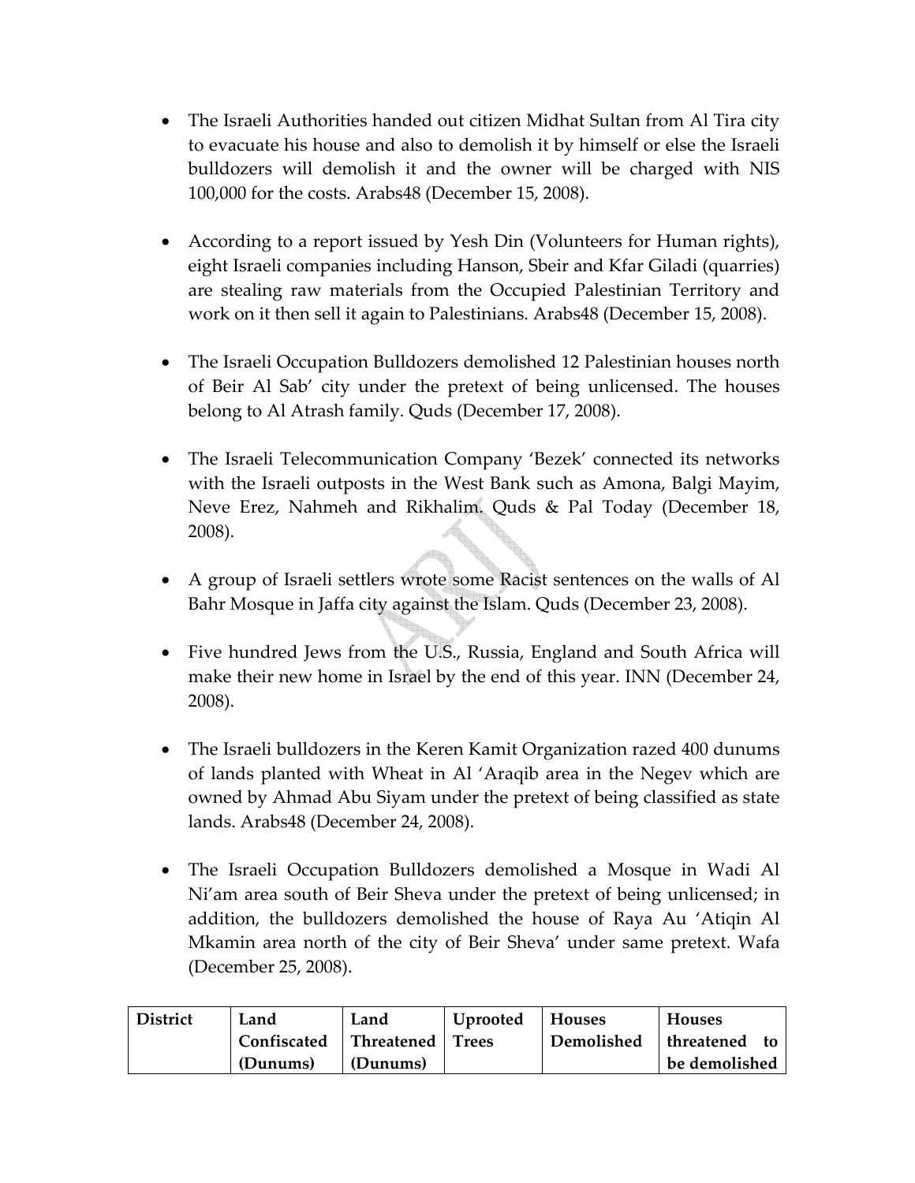- The Israeli Authorities handed out citizen Midhat Sultan from Al Tira city to evacuate his house and also to demolish it by himself or else the Israeli bulldozers will demolish it and the owner will be charged with NIS 100,000 for the costs. Arabs48 (December 15, 2008).

- According to a report issued by Yesh Din (Volunteers for Human rights), eight Israeli companies including Hanson, Sbeir and Kfar Giladi (quarries) are stealing raw materials from the Occupied Palestinian Territory and work on it then sell it again to Palestinians. Arabs48 (December 15, 2008).

- The Israeli Occupation Bulldozers demolished 12 Palestinian houses north of Beir Al Sab' city under the pretext of being unlicensed. The houses belong to Al Atrash family. Quds (December 17, 2008).

- The Israeli Telecommunication Company 'Bezek' connected its networks with the Israeli outposts in the West Bank such as Amona, Balgi Mayim, Neve Erez, Nahmeh and Rikhalim. Quds & Pal Today (December 18, 2008).

- A group of Israeli settlers wrote some Racist sentences on the walls of Al Bahr Mosque in Jaffa city against the Islam. Quds (December 23, 2008).

- Five hundred Jews from the U.S., Russia, England and South Africa will make their new home in Israel by the end of this year. INN (December 24, 2008).

- The Israeli bulldozers in the Keren Kamit Organization razed 400 dunums of lands planted with Wheat in Al 'Araqib area in the Negev which are owned by Ahmad Abu Siyam under the pretext of being classified as state lands. Arabs48 (December 24, 2008).

- The Israeli Occupation Bulldozers demolished a Mosque in Wadi Al Ni'am area south of Beir Sheva under the pretext of being unlicensed; in addition, the bulldozers demolished the house of Raya Au 'Atiqin Al Mkamin area north of the city of Beir Sheva' under same pretext. Wafa (December 25, 2008).

| District | Land Confiscated (Dunums) | Land Threatened (Dunums) | Uprooted Trees | Houses Demolished | Houses threatened to be demolished |
|---|---|---|---|---|---|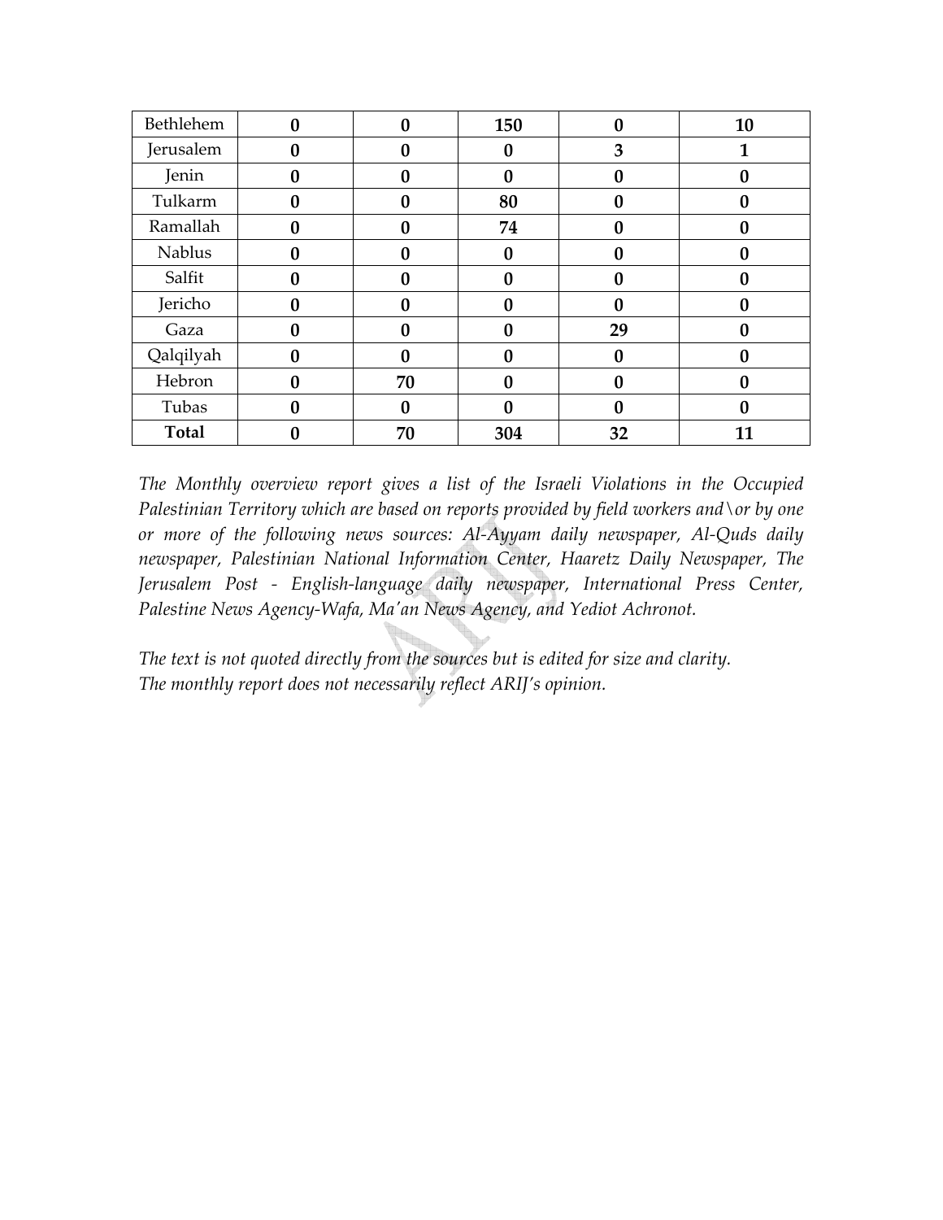| | | | | | |
|---|---|---|---|---|---|
| Bethlehem | **0** | **0** | **150** | **0** | **10** |
| Jerusalem | **0** | **0** | **0** | **3** | **1** |
| Jenin | **0** | **0** | **0** | **0** | **0** |
| Tulkarm | **0** | **0** | **80** | **0** | **0** |
| Ramallah | **0** | **0** | **74** | **0** | **0** |
| Nablus | **0** | **0** | **0** | **0** | **0** |
| Salfit | **0** | **0** | **0** | **0** | **0** |
| Jericho | **0** | **0** | **0** | **0** | **0** |
| Gaza | **0** | **0** | **0** | **29** | **0** |
| Qalqilyah | **0** | **0** | **0** | **0** | **0** |
| Hebron | **0** | **70** | **0** | **0** | **0** |
| Tubas | **0** | **0** | **0** | **0** | **0** |
| **Total** | **0** | **70** | **304** | **32** | **11** |

*The Monthly overview report gives a list of the Israeli Violations in the Occupied Palestinian Territory which are based on reports provided by field workers and\or by one or more of the following news sources: Al-Ayyam daily newspaper, Al-Quds daily newspaper, Palestinian National Information Center, Haaretz Daily Newspaper, The Jerusalem Post - English-language daily newspaper, International Press Center, Palestine News Agency-Wafa, Ma'an News Agency, and Yediot Achronot.*

*The text is not quoted directly from the sources but is edited for size and clarity.*
*The monthly report does not necessarily reflect ARIJ's opinion.*